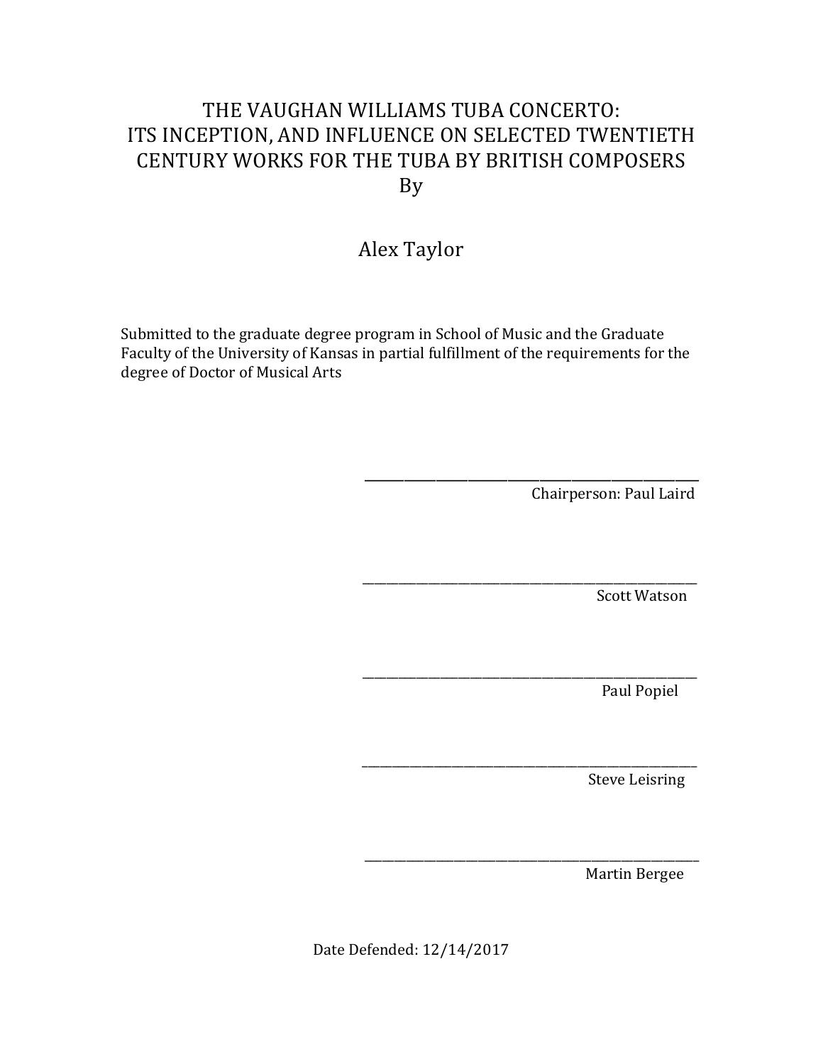# THE VAUGHAN WILLIAMS TUBA CONCERTO: ITS INCEPTION, AND INFLUENCE ON SELECTED TWENTIETH CENTURY WORKS FOR THE TUBA BY BRITISH COMPOSERS

By

Alex Taylor

Submitted to the graduate degree program in School of Music and the Graduate Faculty of the University of Kansas in partial fulfillment of the requirements for the degree of Doctor of Musical Arts

\_\_\_\_\_\_\_\_\_\_\_\_\_\_\_\_\_\_\_\_\_\_\_\_\_\_\_\_\_\_\_\_\_\_\_\_\_\_\_\_\_\_

Chairperson: Paul Laird

\_\_\_\_\_\_\_\_\_\_\_\_\_\_\_\_\_\_\_\_\_\_\_\_\_\_\_\_\_\_\_\_\_\_\_\_\_\_\_\_\_\_

Scott Watson

\_\_\_\_\_\_\_\_\_\_\_\_\_\_\_\_\_\_\_\_\_\_\_\_\_\_\_\_\_\_\_\_\_\_\_\_\_\_\_\_\_\_

Paul Popiel

\_\_\_\_\_\_\_\_\_\_\_\_\_\_\_\_\_\_\_\_\_\_\_\_\_\_\_\_\_\_\_\_\_\_\_\_\_\_\_\_\_\_

Steve Leisring

\_\_\_\_\_\_\_\_\_\_\_\_\_\_\_\_\_\_\_\_\_\_\_\_\_\_\_\_\_\_\_\_\_\_\_\_\_\_\_\_\_\_

Martin Bergee

Date Defended: 12/14/2017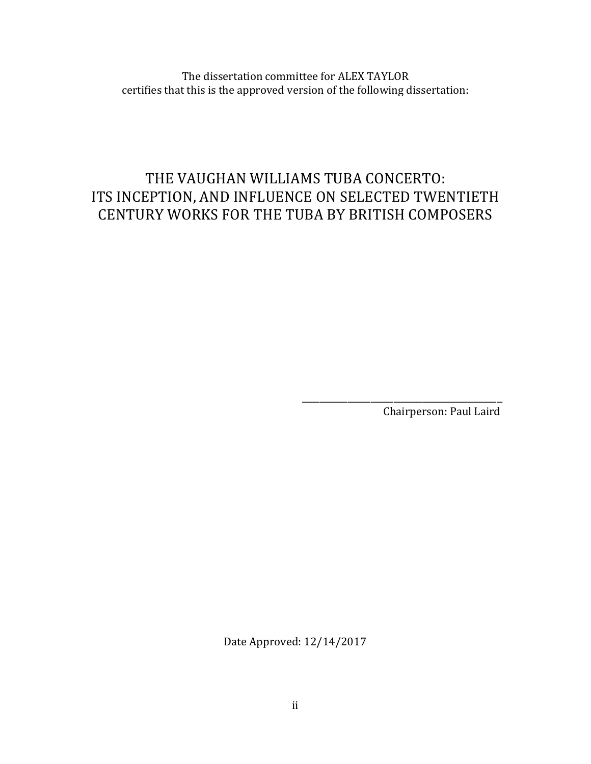The dissertation committee for ALEX TAYLOR
certifies that this is the approved version of the following dissertation:

# THE VAUGHAN WILLIAMS TUBA CONCERTO: ITS INCEPTION, AND INFLUENCE ON SELECTED TWENTIETH CENTURY WORKS FOR THE TUBA BY BRITISH COMPOSERS

\_\_\_\_\_\_\_\_\_\_\_\_\_\_\_\_\_\_\_\_\_\_\_\_\_\_\_\_\_\_\_\_\_\_\_\_\_\_\_\_

Chairperson: Paul Laird

Date Approved: 12/14/2017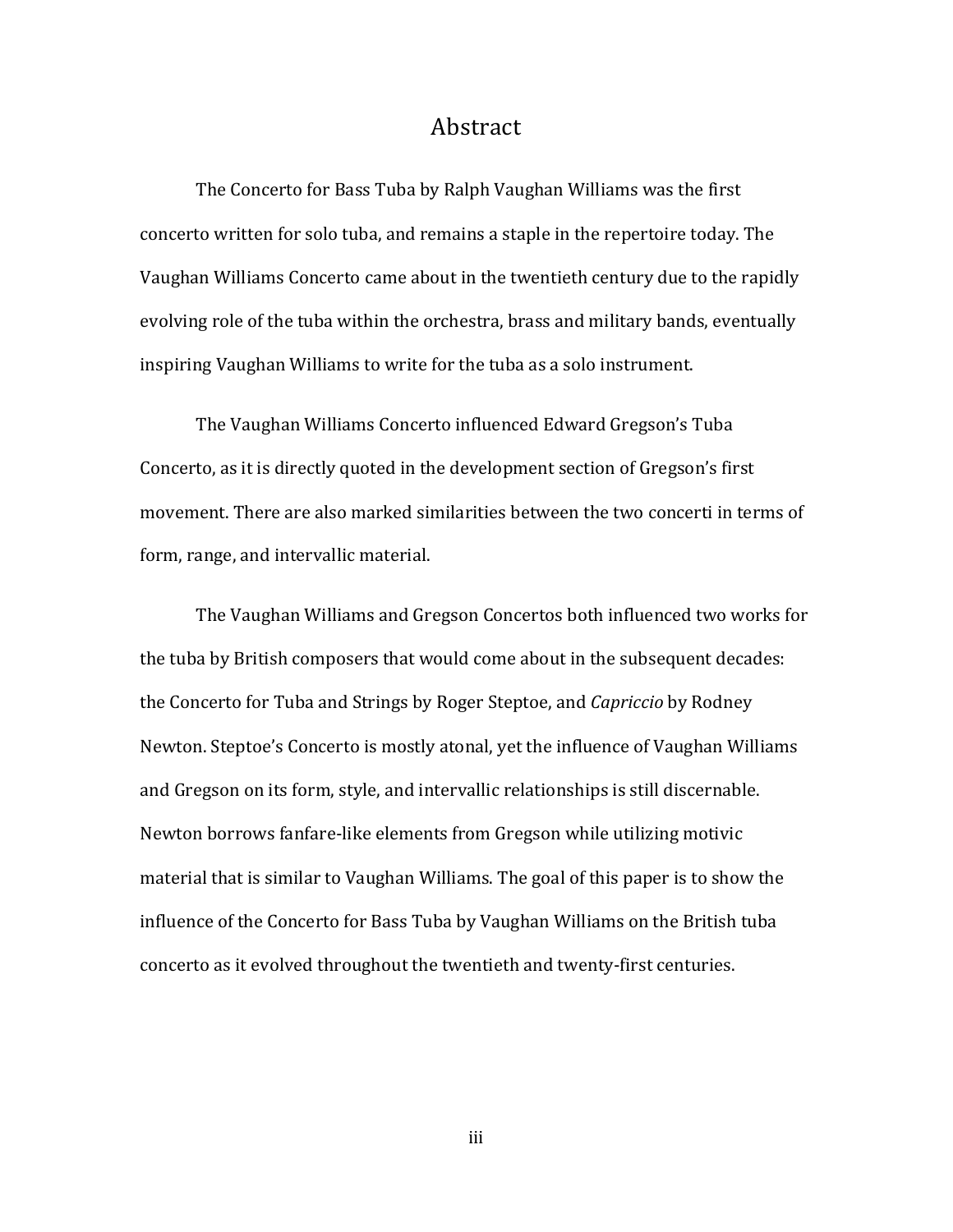# Abstract

The Concerto for Bass Tuba by Ralph Vaughan Williams was the first concerto written for solo tuba, and remains a staple in the repertoire today. The Vaughan Williams Concerto came about in the twentieth century due to the rapidly evolving role of the tuba within the orchestra, brass and military bands, eventually inspiring Vaughan Williams to write for the tuba as a solo instrument.

The Vaughan Williams Concerto influenced Edward Gregson's Tuba Concerto, as it is directly quoted in the development section of Gregson's first movement. There are also marked similarities between the two concerti in terms of form, range, and intervallic material.

The Vaughan Williams and Gregson Concertos both influenced two works for the tuba by British composers that would come about in the subsequent decades: the Concerto for Tuba and Strings by Roger Steptoe, and *Capriccio* by Rodney Newton. Steptoe's Concerto is mostly atonal, yet the influence of Vaughan Williams and Gregson on its form, style, and intervallic relationships is still discernable. Newton borrows fanfare-like elements from Gregson while utilizing motivic material that is similar to Vaughan Williams. The goal of this paper is to show the influence of the Concerto for Bass Tuba by Vaughan Williams on the British tuba concerto as it evolved throughout the twentieth and twenty-first centuries.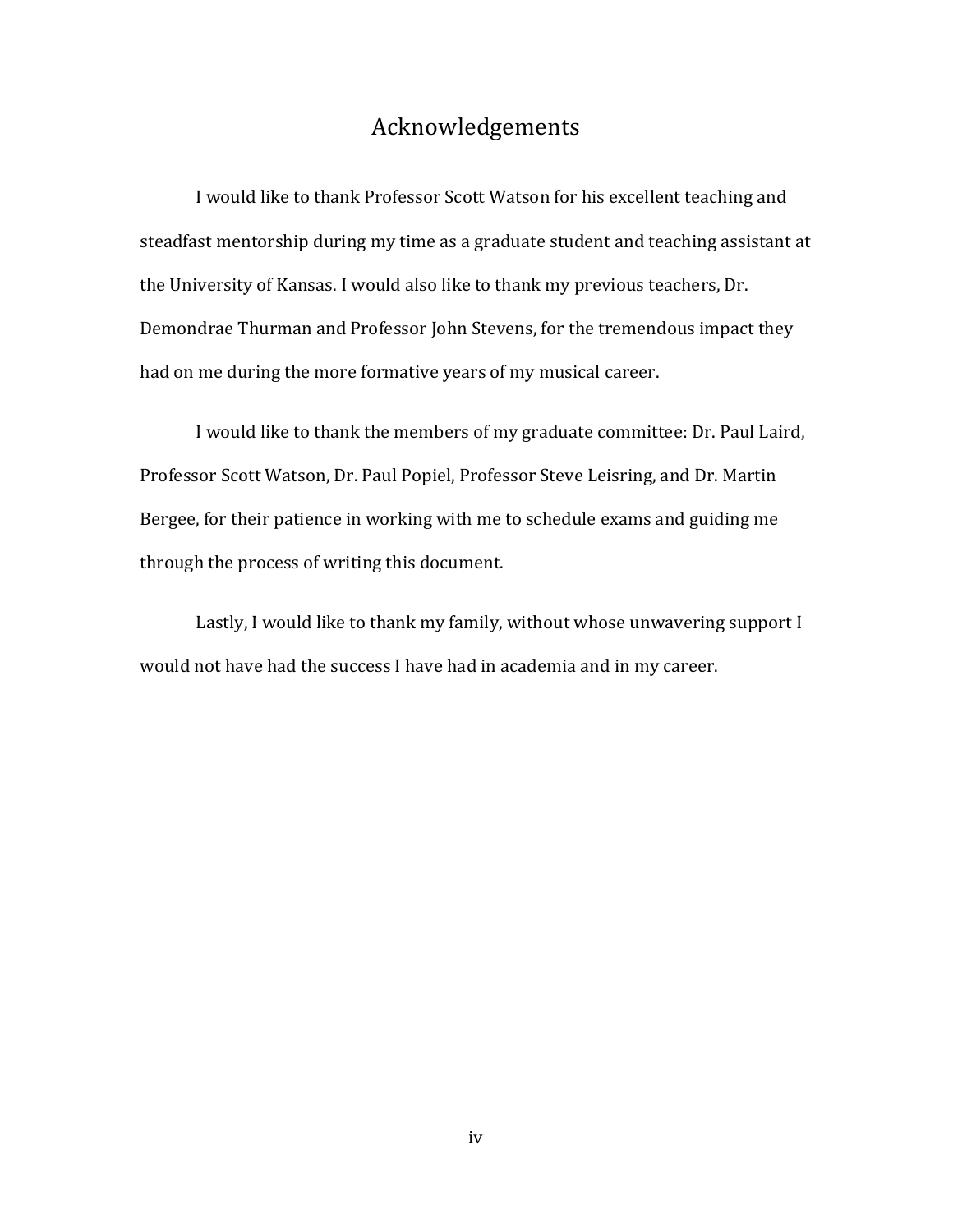# Acknowledgements

I would like to thank Professor Scott Watson for his excellent teaching and steadfast mentorship during my time as a graduate student and teaching assistant at the University of Kansas. I would also like to thank my previous teachers, Dr. Demondrae Thurman and Professor John Stevens, for the tremendous impact they had on me during the more formative years of my musical career.

I would like to thank the members of my graduate committee: Dr. Paul Laird, Professor Scott Watson, Dr. Paul Popiel, Professor Steve Leisring, and Dr. Martin Bergee, for their patience in working with me to schedule exams and guiding me through the process of writing this document.

Lastly, I would like to thank my family, without whose unwavering support I would not have had the success I have had in academia and in my career.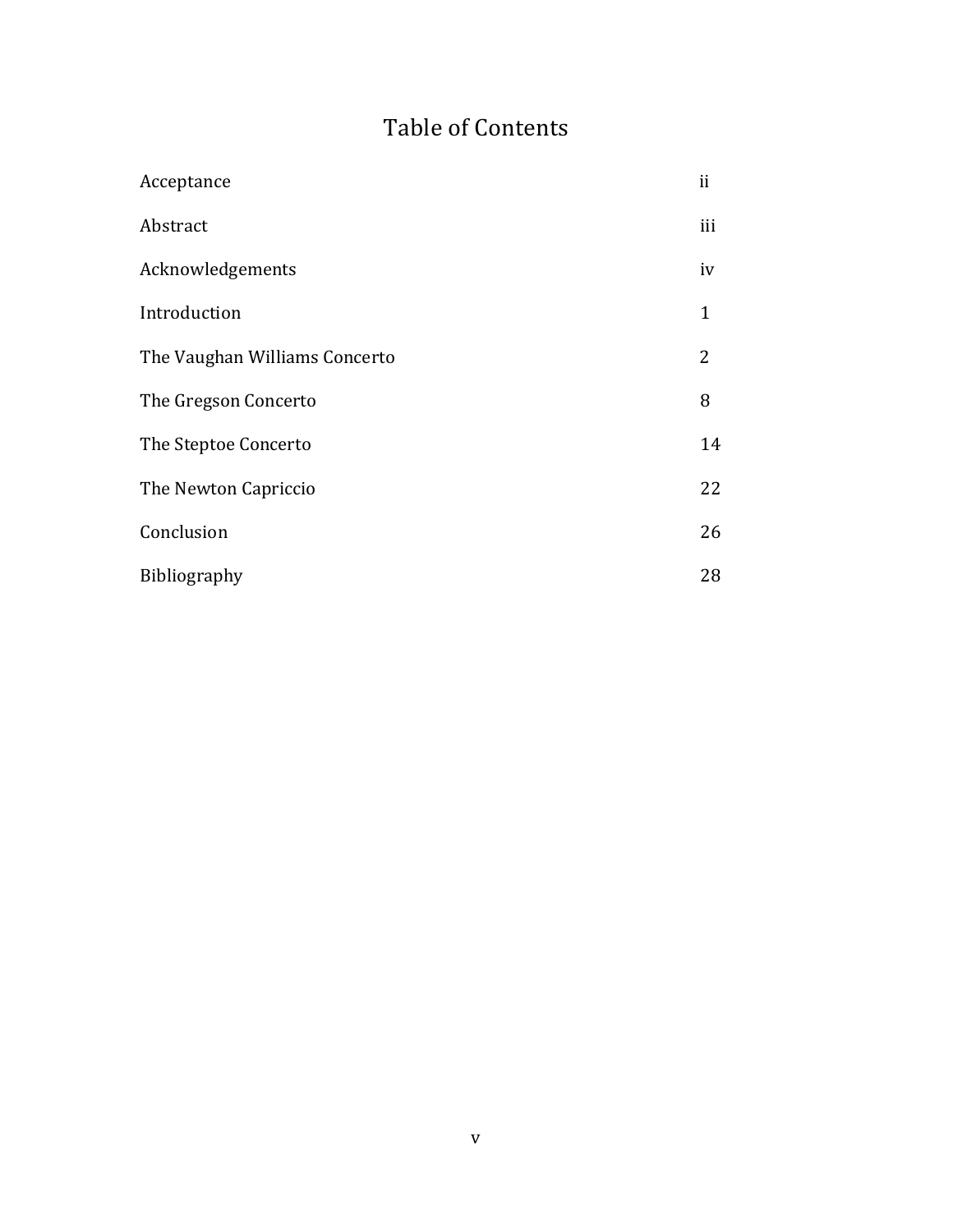# Table of Contents

| | |
|---|---|
| Acceptance | ii |
| Abstract | iii |
| Acknowledgements | iv |
| Introduction | 1 |
| The Vaughan Williams Concerto | 2 |
| The Gregson Concerto | 8 |
| The Steptoe Concerto | 14 |
| The Newton Capriccio | 22 |
| Conclusion | 26 |
| Bibliography | 28 |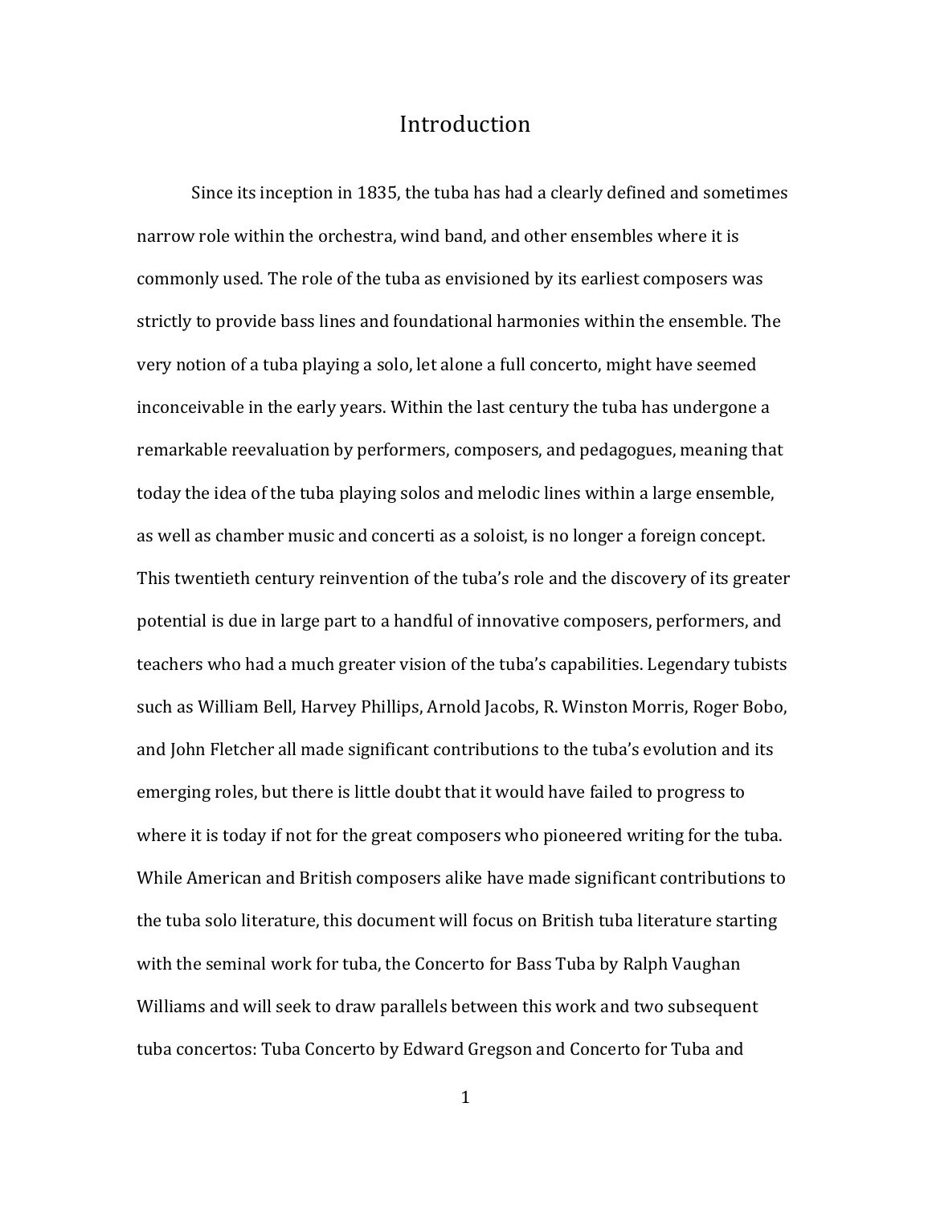# Introduction

Since its inception in 1835, the tuba has had a clearly defined and sometimes narrow role within the orchestra, wind band, and other ensembles where it is commonly used. The role of the tuba as envisioned by its earliest composers was strictly to provide bass lines and foundational harmonies within the ensemble. The very notion of a tuba playing a solo, let alone a full concerto, might have seemed inconceivable in the early years. Within the last century the tuba has undergone a remarkable reevaluation by performers, composers, and pedagogues, meaning that today the idea of the tuba playing solos and melodic lines within a large ensemble, as well as chamber music and concerti as a soloist, is no longer a foreign concept. This twentieth century reinvention of the tuba's role and the discovery of its greater potential is due in large part to a handful of innovative composers, performers, and teachers who had a much greater vision of the tuba's capabilities. Legendary tubists such as William Bell, Harvey Phillips, Arnold Jacobs, R. Winston Morris, Roger Bobo, and John Fletcher all made significant contributions to the tuba's evolution and its emerging roles, but there is little doubt that it would have failed to progress to where it is today if not for the great composers who pioneered writing for the tuba. While American and British composers alike have made significant contributions to the tuba solo literature, this document will focus on British tuba literature starting with the seminal work for tuba, the Concerto for Bass Tuba by Ralph Vaughan Williams and will seek to draw parallels between this work and two subsequent tuba concertos: Tuba Concerto by Edward Gregson and Concerto for Tuba and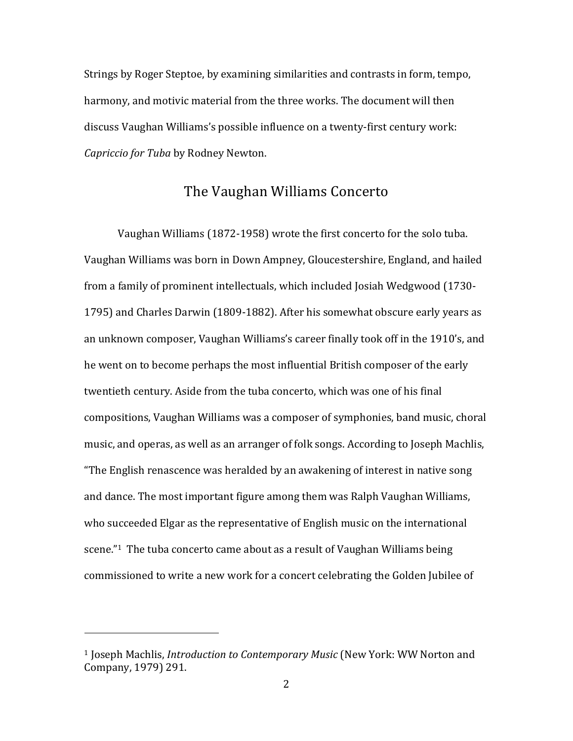Strings by Roger Steptoe, by examining similarities and contrasts in form, tempo, harmony, and motivic material from the three works. The document will then discuss Vaughan Williams's possible influence on a twenty-first century work: *Capriccio for Tuba* by Rodney Newton.

## The Vaughan Williams Concerto

Vaughan Williams (1872-1958) wrote the first concerto for the solo tuba. Vaughan Williams was born in Down Ampney, Gloucestershire, England, and hailed from a family of prominent intellectuals, which included Josiah Wedgwood (1730-1795) and Charles Darwin (1809-1882). After his somewhat obscure early years as an unknown composer, Vaughan Williams's career finally took off in the 1910's, and he went on to become perhaps the most influential British composer of the early twentieth century. Aside from the tuba concerto, which was one of his final compositions, Vaughan Williams was a composer of symphonies, band music, choral music, and operas, as well as an arranger of folk songs. According to Joseph Machlis, "The English renascence was heralded by an awakening of interest in native song and dance. The most important figure among them was Ralph Vaughan Williams, who succeeded Elgar as the representative of English music on the international scene."[1] The tuba concerto came about as a result of Vaughan Williams being commissioned to write a new work for a concert celebrating the Golden Jubilee of

---

[1] Joseph Machlis, *Introduction to Contemporary Music* (New York: WW Norton and Company, 1979) 291.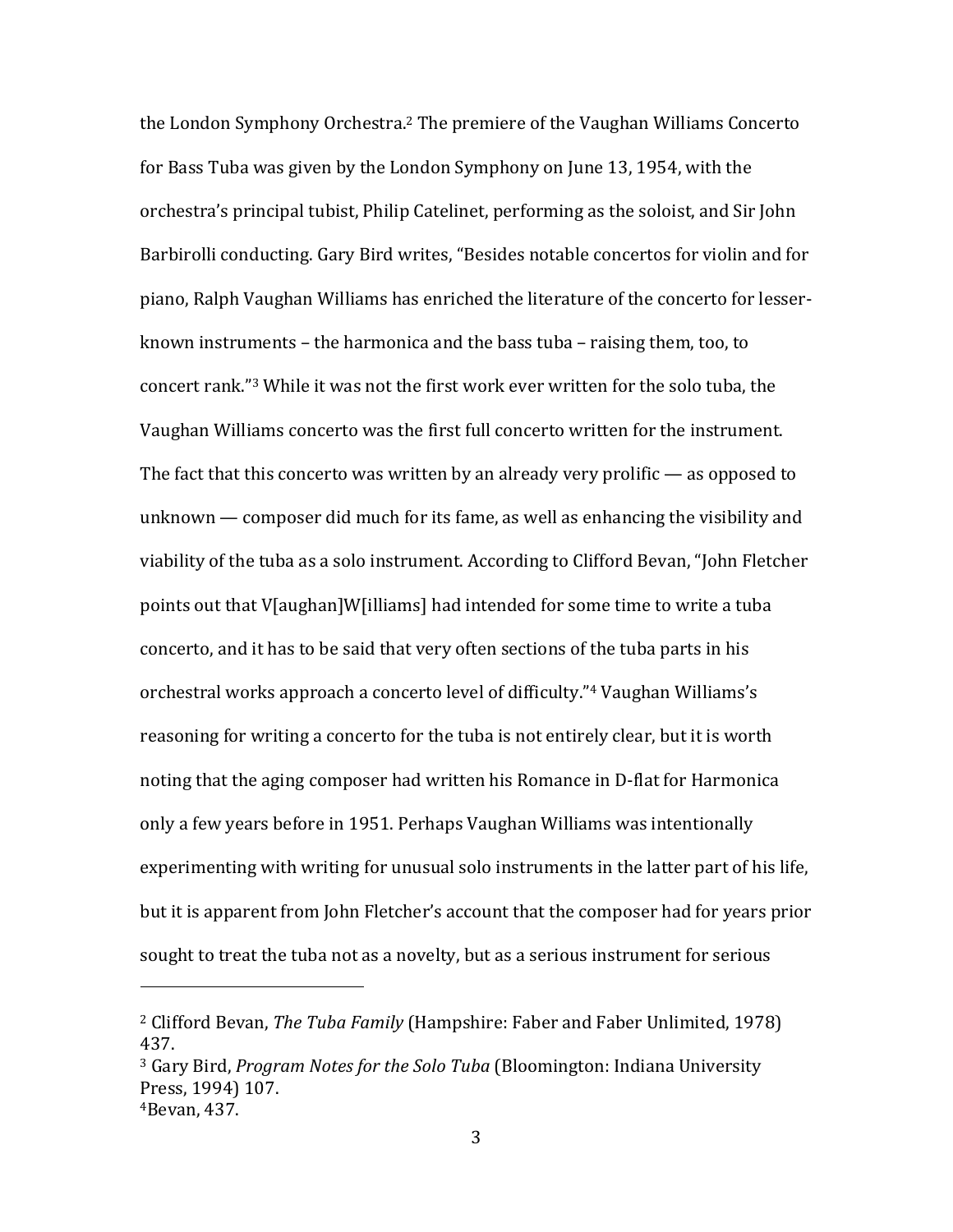the London Symphony Orchestra.[2] The premiere of the Vaughan Williams Concerto for Bass Tuba was given by the London Symphony on June 13, 1954, with the orchestra's principal tubist, Philip Catelinet, performing as the soloist, and Sir John Barbirolli conducting. Gary Bird writes, "Besides notable concertos for violin and for piano, Ralph Vaughan Williams has enriched the literature of the concerto for lesser-known instruments – the harmonica and the bass tuba – raising them, too, to concert rank."[3] While it was not the first work ever written for the solo tuba, the Vaughan Williams concerto was the first full concerto written for the instrument. The fact that this concerto was written by an already very prolific — as opposed to unknown — composer did much for its fame, as well as enhancing the visibility and viability of the tuba as a solo instrument. According to Clifford Bevan, "John Fletcher points out that V[aughan]W[illiams] had intended for some time to write a tuba concerto, and it has to be said that very often sections of the tuba parts in his orchestral works approach a concerto level of difficulty."[4] Vaughan Williams's reasoning for writing a concerto for the tuba is not entirely clear, but it is worth noting that the aging composer had written his Romance in D-flat for Harmonica only a few years before in 1951. Perhaps Vaughan Williams was intentionally experimenting with writing for unusual solo instruments in the latter part of his life, but it is apparent from John Fletcher's account that the composer had for years prior sought to treat the tuba not as a novelty, but as a serious instrument for serious

---

[2] Clifford Bevan, *The Tuba Family* (Hampshire: Faber and Faber Unlimited, 1978) 437.

[3] Gary Bird, *Program Notes for the Solo Tuba* (Bloomington: Indiana University Press, 1994) 107.

[4] Bevan, 437.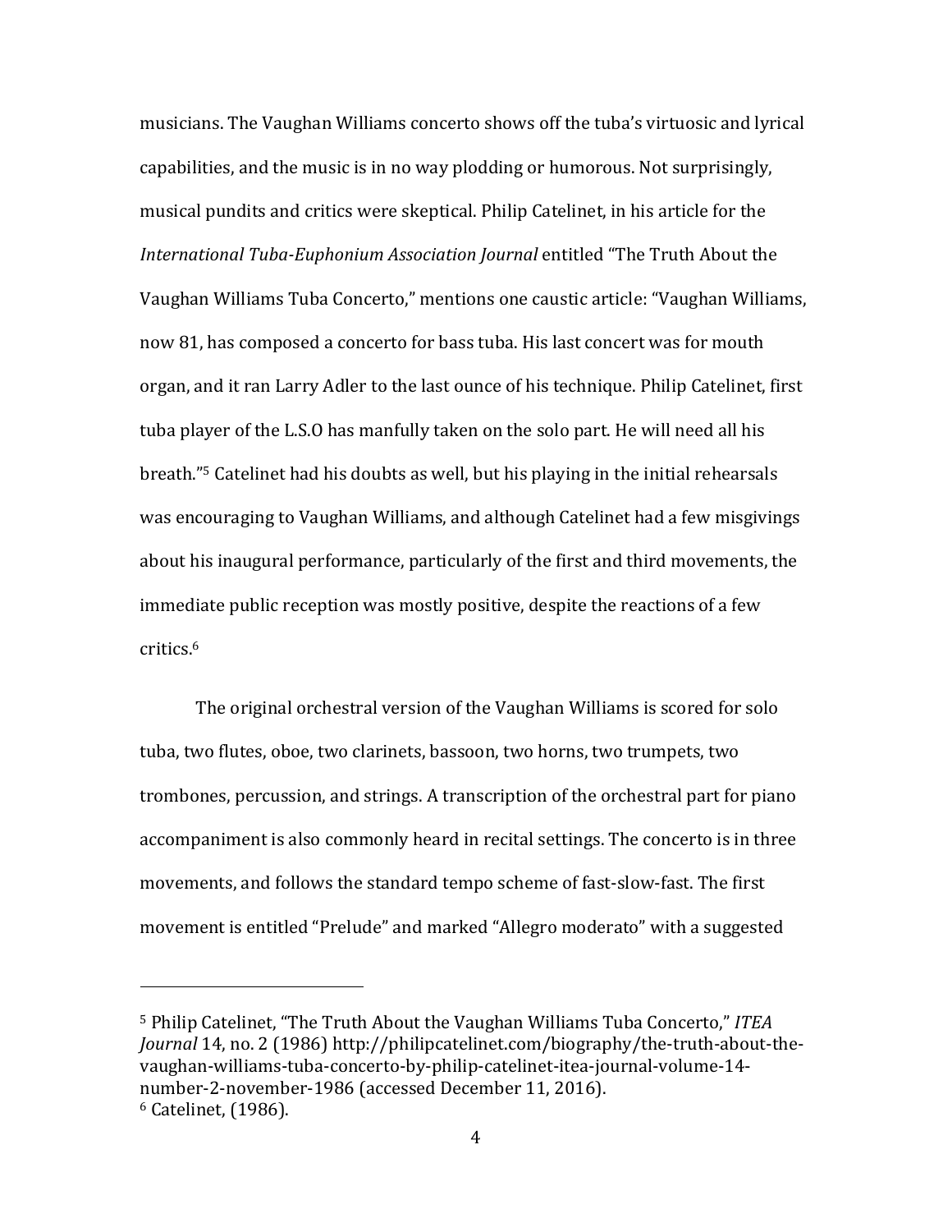musicians. The Vaughan Williams concerto shows off the tuba's virtuosic and lyrical capabilities, and the music is in no way plodding or humorous. Not surprisingly, musical pundits and critics were skeptical. Philip Catelinet, in his article for the *International Tuba-Euphonium Association Journal* entitled "The Truth About the Vaughan Williams Tuba Concerto," mentions one caustic article: "Vaughan Williams, now 81, has composed a concerto for bass tuba. His last concert was for mouth organ, and it ran Larry Adler to the last ounce of his technique. Philip Catelinet, first tuba player of the L.S.O has manfully taken on the solo part. He will need all his breath."[5] Catelinet had his doubts as well, but his playing in the initial rehearsals was encouraging to Vaughan Williams, and although Catelinet had a few misgivings about his inaugural performance, particularly of the first and third movements, the immediate public reception was mostly positive, despite the reactions of a few critics.[6]

The original orchestral version of the Vaughan Williams is scored for solo tuba, two flutes, oboe, two clarinets, bassoon, two horns, two trumpets, two trombones, percussion, and strings. A transcription of the orchestral part for piano accompaniment is also commonly heard in recital settings. The concerto is in three movements, and follows the standard tempo scheme of fast-slow-fast. The first movement is entitled "Prelude" and marked "Allegro moderato" with a suggested

---

[5] Philip Catelinet, "The Truth About the Vaughan Williams Tuba Concerto," *ITEA Journal* 14, no. 2 (1986) http://philipcatelinet.com/biography/the-truth-about-the-vaughan-williams-tuba-concerto-by-philip-catelinet-itea-journal-volume-14-number-2-november-1986 (accessed December 11, 2016).

[6] Catelinet, (1986).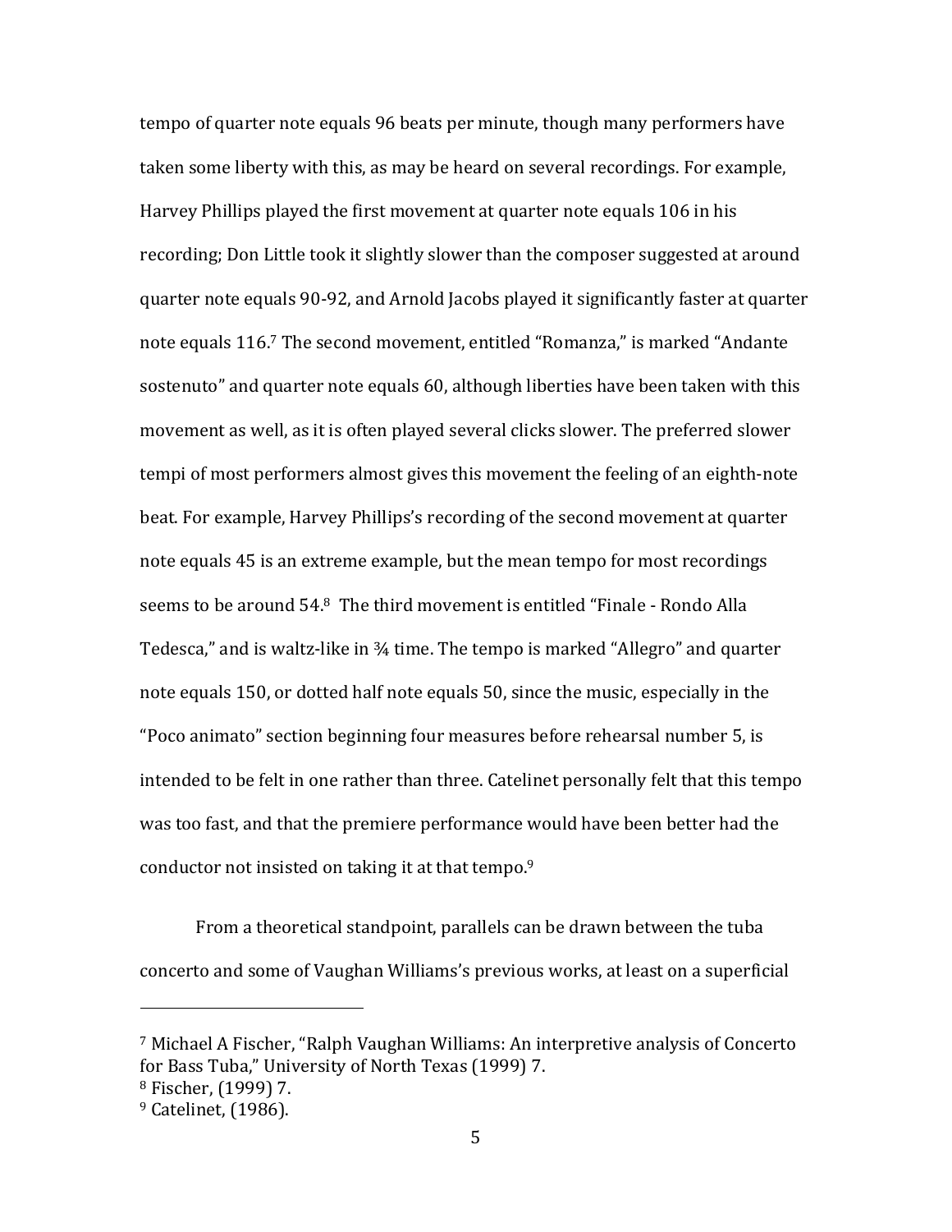tempo of quarter note equals 96 beats per minute, though many performers have taken some liberty with this, as may be heard on several recordings. For example, Harvey Phillips played the first movement at quarter note equals 106 in his recording; Don Little took it slightly slower than the composer suggested at around quarter note equals 90-92, and Arnold Jacobs played it significantly faster at quarter note equals 116.[7] The second movement, entitled "Romanza," is marked "Andante sostenuto" and quarter note equals 60, although liberties have been taken with this movement as well, as it is often played several clicks slower. The preferred slower tempi of most performers almost gives this movement the feeling of an eighth-note beat. For example, Harvey Phillips's recording of the second movement at quarter note equals 45 is an extreme example, but the mean tempo for most recordings seems to be around 54.[8] The third movement is entitled "Finale - Rondo Alla Tedesca," and is waltz-like in ¾ time. The tempo is marked "Allegro" and quarter note equals 150, or dotted half note equals 50, since the music, especially in the "Poco animato" section beginning four measures before rehearsal number 5, is intended to be felt in one rather than three. Catelinet personally felt that this tempo was too fast, and that the premiere performance would have been better had the conductor not insisted on taking it at that tempo.[9]

From a theoretical standpoint, parallels can be drawn between the tuba concerto and some of Vaughan Williams's previous works, at least on a superficial

---

[7] Michael A Fischer, "Ralph Vaughan Williams: An interpretive analysis of Concerto for Bass Tuba," University of North Texas (1999) 7.

[8] Fischer, (1999) 7.

[9] Catelinet, (1986).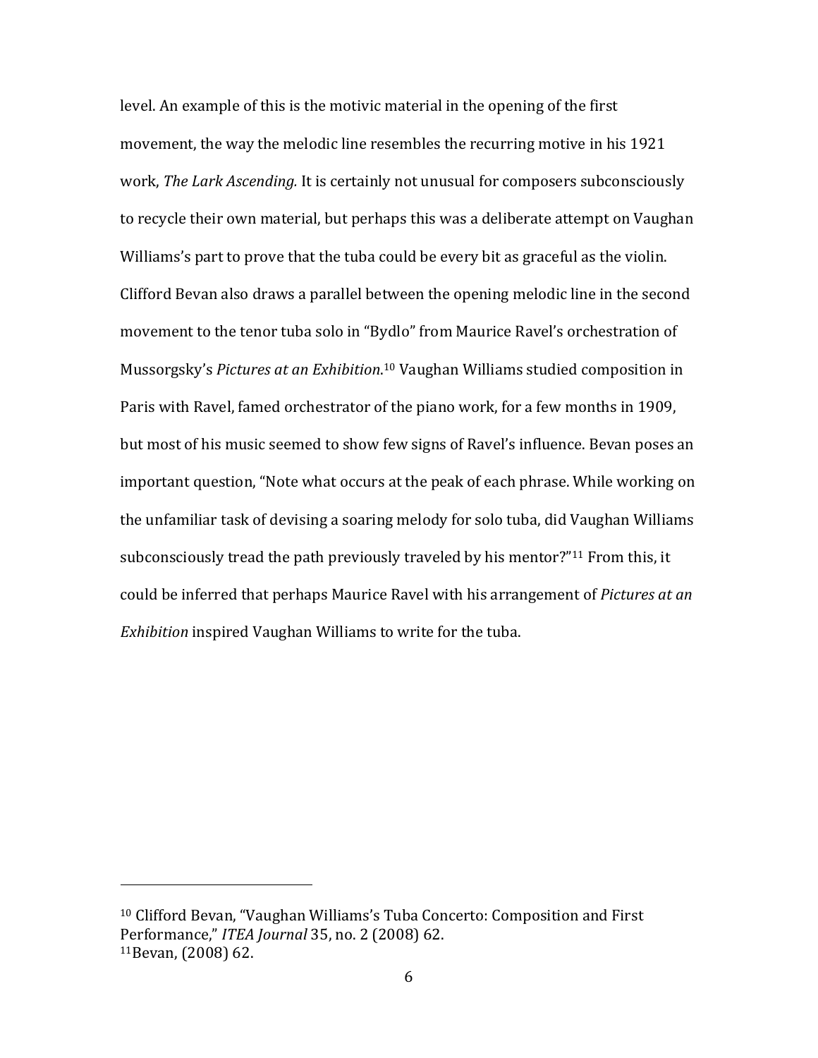level. An example of this is the motivic material in the opening of the first movement, the way the melodic line resembles the recurring motive in his 1921 work, *The Lark Ascending.* It is certainly not unusual for composers subconsciously to recycle their own material, but perhaps this was a deliberate attempt on Vaughan Williams's part to prove that the tuba could be every bit as graceful as the violin. Clifford Bevan also draws a parallel between the opening melodic line in the second movement to the tenor tuba solo in "Bydlo" from Maurice Ravel's orchestration of Mussorgsky's *Pictures at an Exhibition*.[10] Vaughan Williams studied composition in Paris with Ravel, famed orchestrator of the piano work, for a few months in 1909, but most of his music seemed to show few signs of Ravel's influence. Bevan poses an important question, "Note what occurs at the peak of each phrase. While working on the unfamiliar task of devising a soaring melody for solo tuba, did Vaughan Williams subconsciously tread the path previously traveled by his mentor?"[11] From this, it could be inferred that perhaps Maurice Ravel with his arrangement of *Pictures at an Exhibition* inspired Vaughan Williams to write for the tuba.

---

[10] Clifford Bevan, "Vaughan Williams's Tuba Concerto: Composition and First Performance," *ITEA Journal* 35, no. 2 (2008) 62.

[11] Bevan, (2008) 62.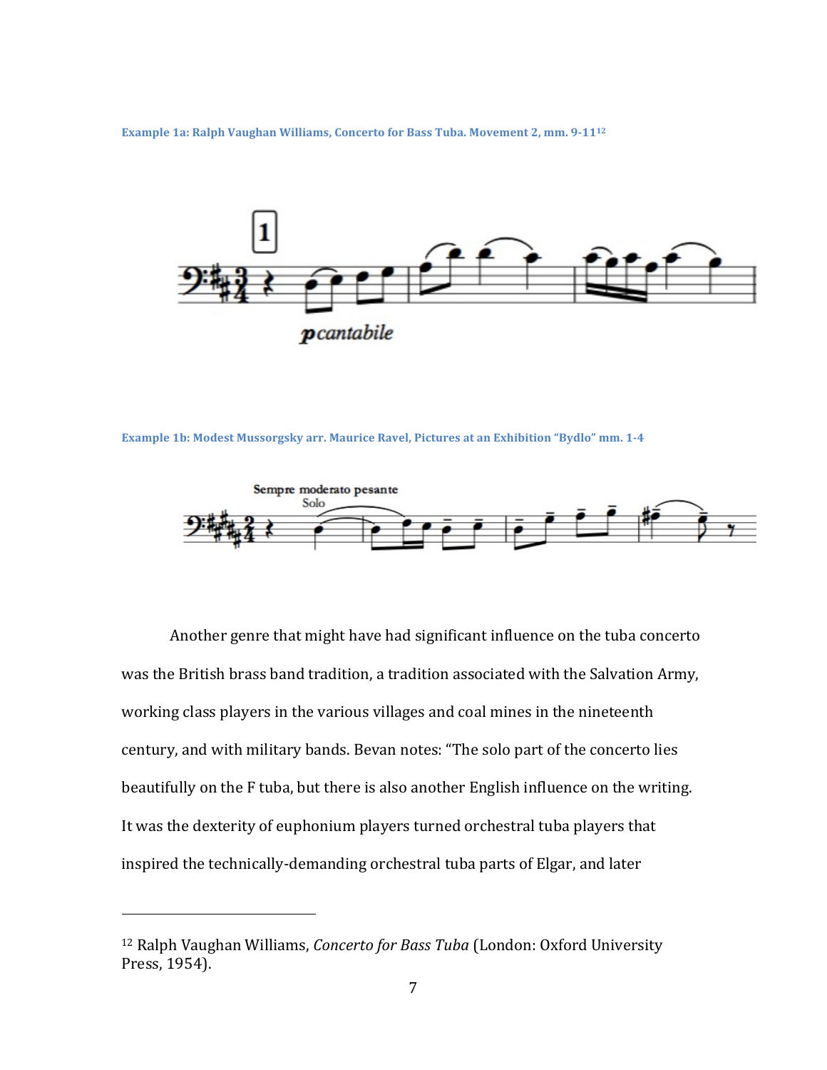Example 1a: Ralph Vaughan Williams, Concerto for Bass Tuba. Movement 2, mm. 9-11[12]

Example 1b: Modest Mussorgsky arr. Maurice Ravel, Pictures at an Exhibition “Bydlo” mm. 1-4

Another genre that might have had significant influence on the tuba concerto was the British brass band tradition, a tradition associated with the Salvation Army, working class players in the various villages and coal mines in the nineteenth century, and with military bands. Bevan notes: “The solo part of the concerto lies beautifully on the F tuba, but there is also another English influence on the writing. It was the dexterity of euphonium players turned orchestral tuba players that inspired the technically-demanding orchestral tuba parts of Elgar, and later

---

[12] Ralph Vaughan Williams, *Concerto for Bass Tuba* (London: Oxford University Press, 1954).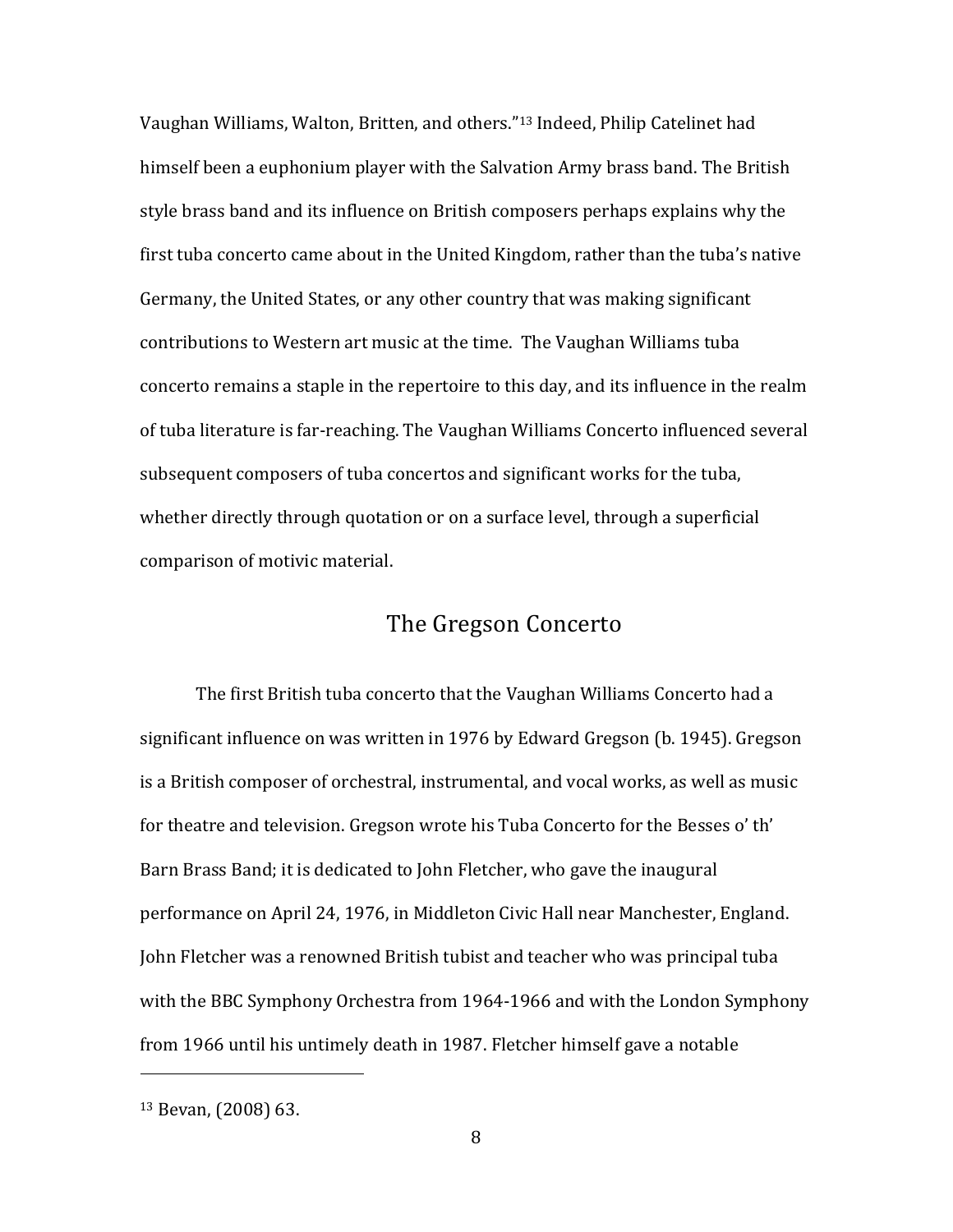Vaughan Williams, Walton, Britten, and others."[13] Indeed, Philip Catelinet had himself been a euphonium player with the Salvation Army brass band. The British style brass band and its influence on British composers perhaps explains why the first tuba concerto came about in the United Kingdom, rather than the tuba's native Germany, the United States, or any other country that was making significant contributions to Western art music at the time. The Vaughan Williams tuba concerto remains a staple in the repertoire to this day, and its influence in the realm of tuba literature is far-reaching. The Vaughan Williams Concerto influenced several subsequent composers of tuba concertos and significant works for the tuba, whether directly through quotation or on a surface level, through a superficial comparison of motivic material.

## The Gregson Concerto

The first British tuba concerto that the Vaughan Williams Concerto had a significant influence on was written in 1976 by Edward Gregson (b. 1945). Gregson is a British composer of orchestral, instrumental, and vocal works, as well as music for theatre and television. Gregson wrote his Tuba Concerto for the Besses o' th' Barn Brass Band; it is dedicated to John Fletcher, who gave the inaugural performance on April 24, 1976, in Middleton Civic Hall near Manchester, England. John Fletcher was a renowned British tubist and teacher who was principal tuba with the BBC Symphony Orchestra from 1964-1966 and with the London Symphony from 1966 until his untimely death in 1987. Fletcher himself gave a notable

---

[13] Bevan, (2008) 63.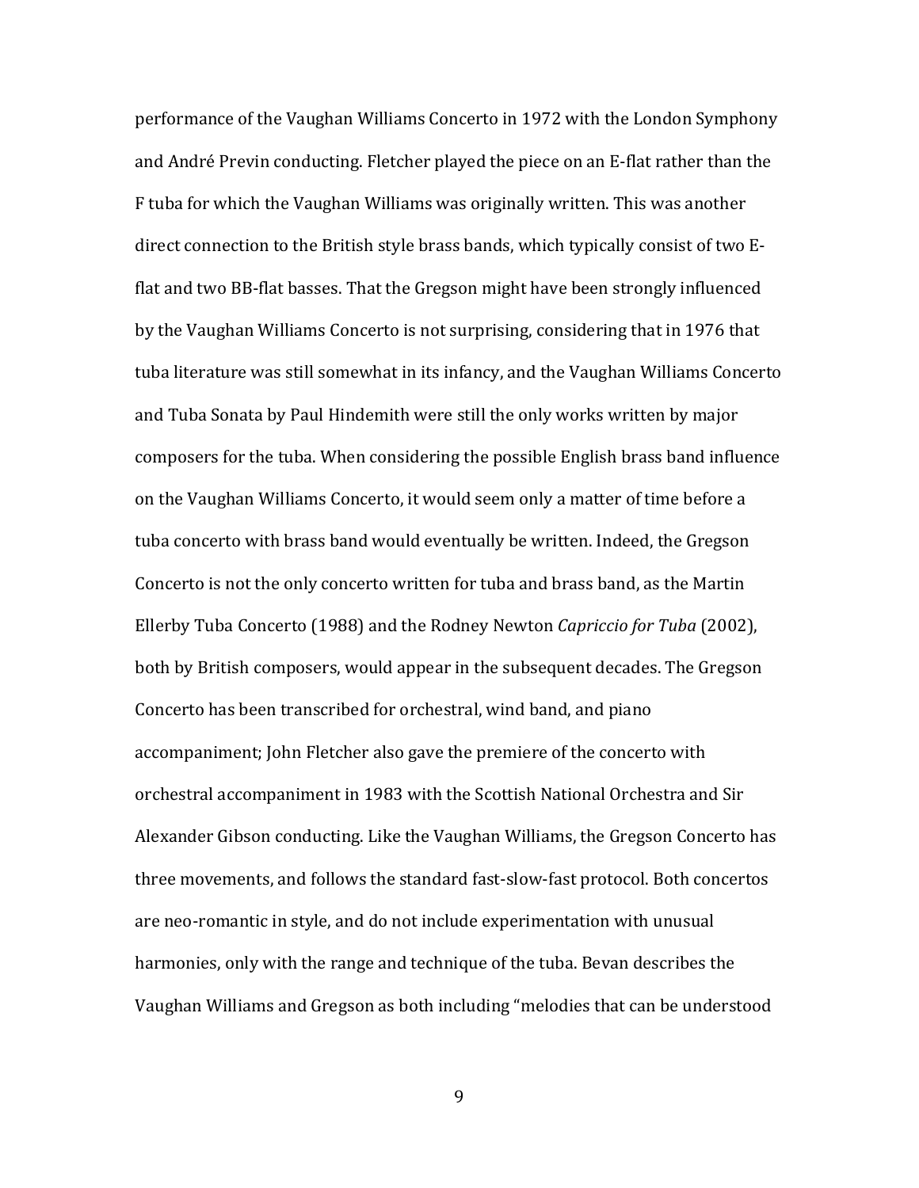performance of the Vaughan Williams Concerto in 1972 with the London Symphony and André Previn conducting. Fletcher played the piece on an E-flat rather than the F tuba for which the Vaughan Williams was originally written. This was another direct connection to the British style brass bands, which typically consist of two E-flat and two BB-flat basses. That the Gregson might have been strongly influenced by the Vaughan Williams Concerto is not surprising, considering that in 1976 that tuba literature was still somewhat in its infancy, and the Vaughan Williams Concerto and Tuba Sonata by Paul Hindemith were still the only works written by major composers for the tuba. When considering the possible English brass band influence on the Vaughan Williams Concerto, it would seem only a matter of time before a tuba concerto with brass band would eventually be written. Indeed, the Gregson Concerto is not the only concerto written for tuba and brass band, as the Martin Ellerby Tuba Concerto (1988) and the Rodney Newton *Capriccio for Tuba* (2002), both by British composers, would appear in the subsequent decades. The Gregson Concerto has been transcribed for orchestral, wind band, and piano accompaniment; John Fletcher also gave the premiere of the concerto with orchestral accompaniment in 1983 with the Scottish National Orchestra and Sir Alexander Gibson conducting. Like the Vaughan Williams, the Gregson Concerto has three movements, and follows the standard fast-slow-fast protocol. Both concertos are neo-romantic in style, and do not include experimentation with unusual harmonies, only with the range and technique of the tuba. Bevan describes the Vaughan Williams and Gregson as both including "melodies that can be understood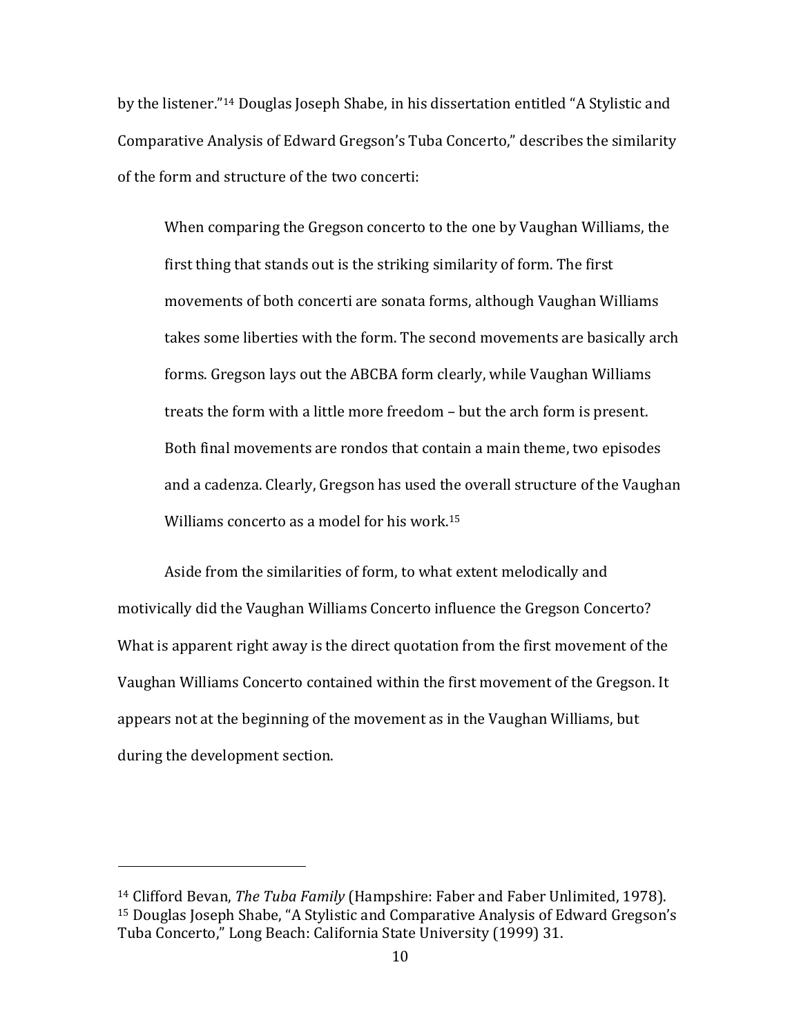by the listener."[14] Douglas Joseph Shabe, in his dissertation entitled "A Stylistic and Comparative Analysis of Edward Gregson's Tuba Concerto," describes the similarity of the form and structure of the two concerti:

> When comparing the Gregson concerto to the one by Vaughan Williams, the first thing that stands out is the striking similarity of form. The first movements of both concerti are sonata forms, although Vaughan Williams takes some liberties with the form. The second movements are basically arch forms. Gregson lays out the ABCBA form clearly, while Vaughan Williams treats the form with a little more freedom – but the arch form is present. Both final movements are rondos that contain a main theme, two episodes and a cadenza. Clearly, Gregson has used the overall structure of the Vaughan Williams concerto as a model for his work.[15]

Aside from the similarities of form, to what extent melodically and motivically did the Vaughan Williams Concerto influence the Gregson Concerto? What is apparent right away is the direct quotation from the first movement of the Vaughan Williams Concerto contained within the first movement of the Gregson. It appears not at the beginning of the movement as in the Vaughan Williams, but during the development section.

---

[14] Clifford Bevan, *The Tuba Family* (Hampshire: Faber and Faber Unlimited, 1978).

[15] Douglas Joseph Shabe, "A Stylistic and Comparative Analysis of Edward Gregson's Tuba Concerto," Long Beach: California State University (1999) 31.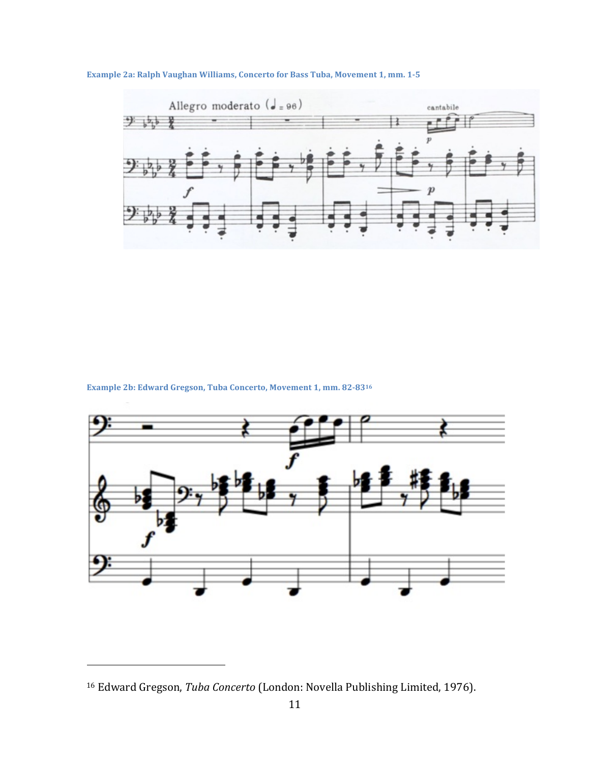**Example 2a: Ralph Vaughan Williams, Concerto for Bass Tuba, Movement 1, mm. 1-5**

**Example 2b: Edward Gregson, Tuba Concerto, Movement 1, mm. 82-83**[16]

---

[16] Edward Gregson, *Tuba Concerto* (London: Novella Publishing Limited, 1976).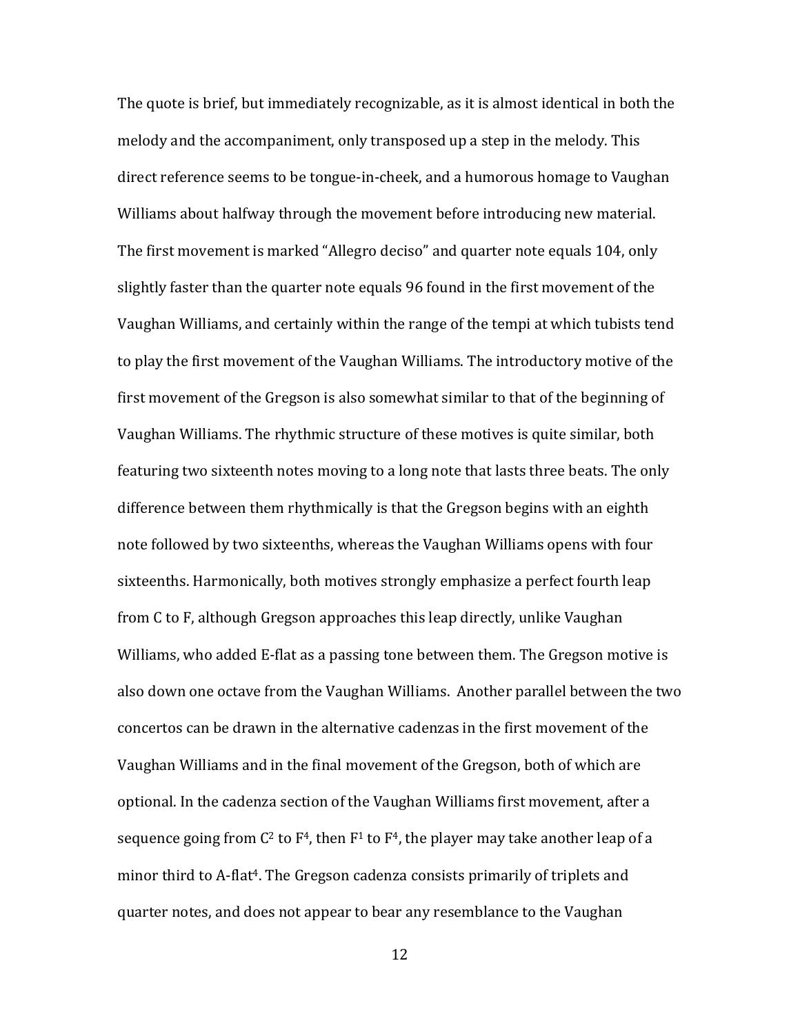The quote is brief, but immediately recognizable, as it is almost identical in both the melody and the accompaniment, only transposed up a step in the melody. This direct reference seems to be tongue-in-cheek, and a humorous homage to Vaughan Williams about halfway through the movement before introducing new material. The first movement is marked "Allegro deciso" and quarter note equals 104, only slightly faster than the quarter note equals 96 found in the first movement of the Vaughan Williams, and certainly within the range of the tempi at which tubists tend to play the first movement of the Vaughan Williams. The introductory motive of the first movement of the Gregson is also somewhat similar to that of the beginning of Vaughan Williams. The rhythmic structure of these motives is quite similar, both featuring two sixteenth notes moving to a long note that lasts three beats. The only difference between them rhythmically is that the Gregson begins with an eighth note followed by two sixteenths, whereas the Vaughan Williams opens with four sixteenths. Harmonically, both motives strongly emphasize a perfect fourth leap from C to F, although Gregson approaches this leap directly, unlike Vaughan Williams, who added E-flat as a passing tone between them. The Gregson motive is also down one octave from the Vaughan Williams. Another parallel between the two concertos can be drawn in the alternative cadenzas in the first movement of the Vaughan Williams and in the final movement of the Gregson, both of which are optional. In the cadenza section of the Vaughan Williams first movement, after a sequence going from $C^2$ to $F^4$, then $F^1$ to $F^4$, the player may take another leap of a minor third to A-flat$^4$. The Gregson cadenza consists primarily of triplets and quarter notes, and does not appear to bear any resemblance to the Vaughan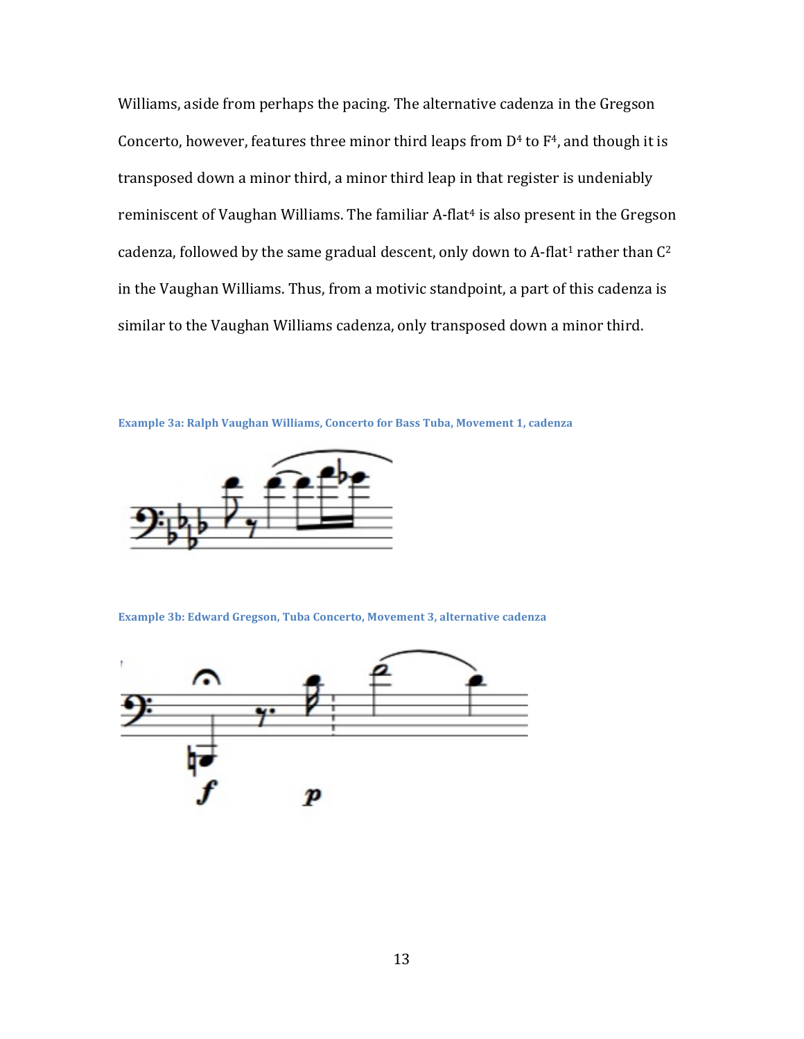Williams, aside from perhaps the pacing. The alternative cadenza in the Gregson Concerto, however, features three minor third leaps from $D^4$ to $F^4$, and though it is transposed down a minor third, a minor third leap in that register is undeniably reminiscent of Vaughan Williams. The familiar A-flat$^4$ is also present in the Gregson cadenza, followed by the same gradual descent, only down to A-flat$^1$ rather than $C^2$ in the Vaughan Williams. Thus, from a motivic standpoint, a part of this cadenza is similar to the Vaughan Williams cadenza, only transposed down a minor third.

**Example 3a: Ralph Vaughan Williams, Concerto for Bass Tuba, Movement 1, cadenza**

**Example 3b: Edward Gregson, Tuba Concerto, Movement 3, alternative cadenza**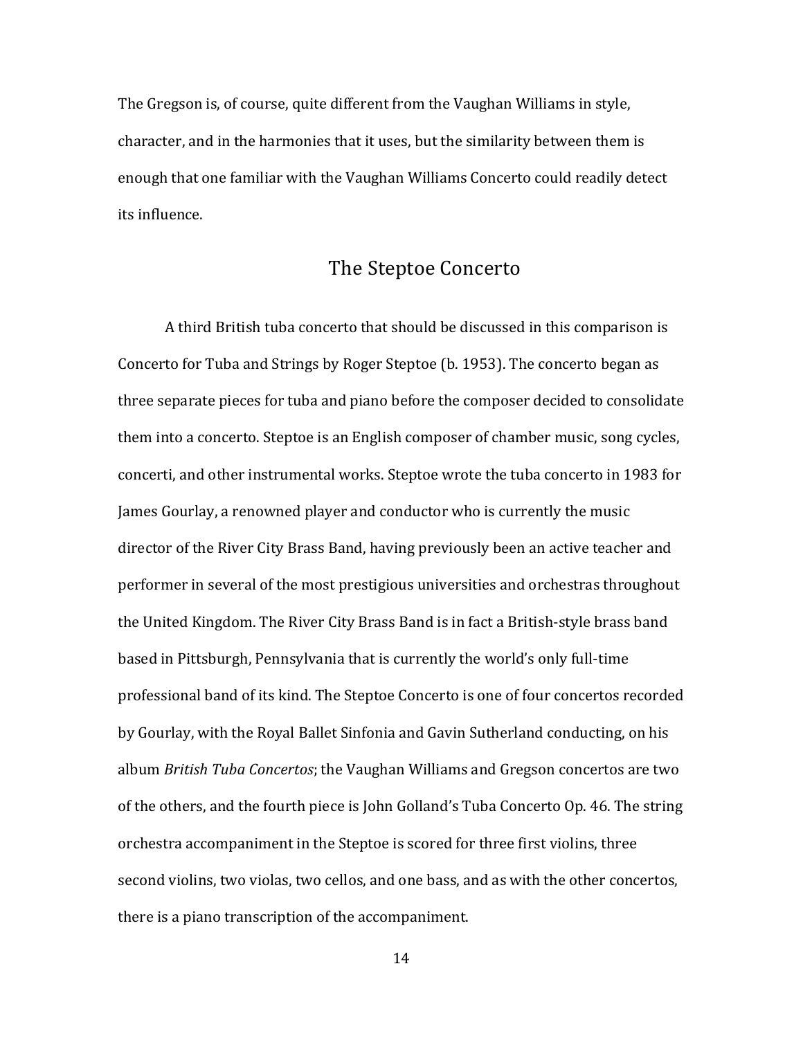The Gregson is, of course, quite different from the Vaughan Williams in style, character, and in the harmonies that it uses, but the similarity between them is enough that one familiar with the Vaughan Williams Concerto could readily detect its influence.

## The Steptoe Concerto

A third British tuba concerto that should be discussed in this comparison is Concerto for Tuba and Strings by Roger Steptoe (b. 1953). The concerto began as three separate pieces for tuba and piano before the composer decided to consolidate them into a concerto. Steptoe is an English composer of chamber music, song cycles, concerti, and other instrumental works. Steptoe wrote the tuba concerto in 1983 for James Gourlay, a renowned player and conductor who is currently the music director of the River City Brass Band, having previously been an active teacher and performer in several of the most prestigious universities and orchestras throughout the United Kingdom. The River City Brass Band is in fact a British-style brass band based in Pittsburgh, Pennsylvania that is currently the world's only full-time professional band of its kind. The Steptoe Concerto is one of four concertos recorded by Gourlay, with the Royal Ballet Sinfonia and Gavin Sutherland conducting, on his album *British Tuba Concertos*; the Vaughan Williams and Gregson concertos are two of the others, and the fourth piece is John Golland's Tuba Concerto Op. 46. The string orchestra accompaniment in the Steptoe is scored for three first violins, three second violins, two violas, two cellos, and one bass, and as with the other concertos, there is a piano transcription of the accompaniment.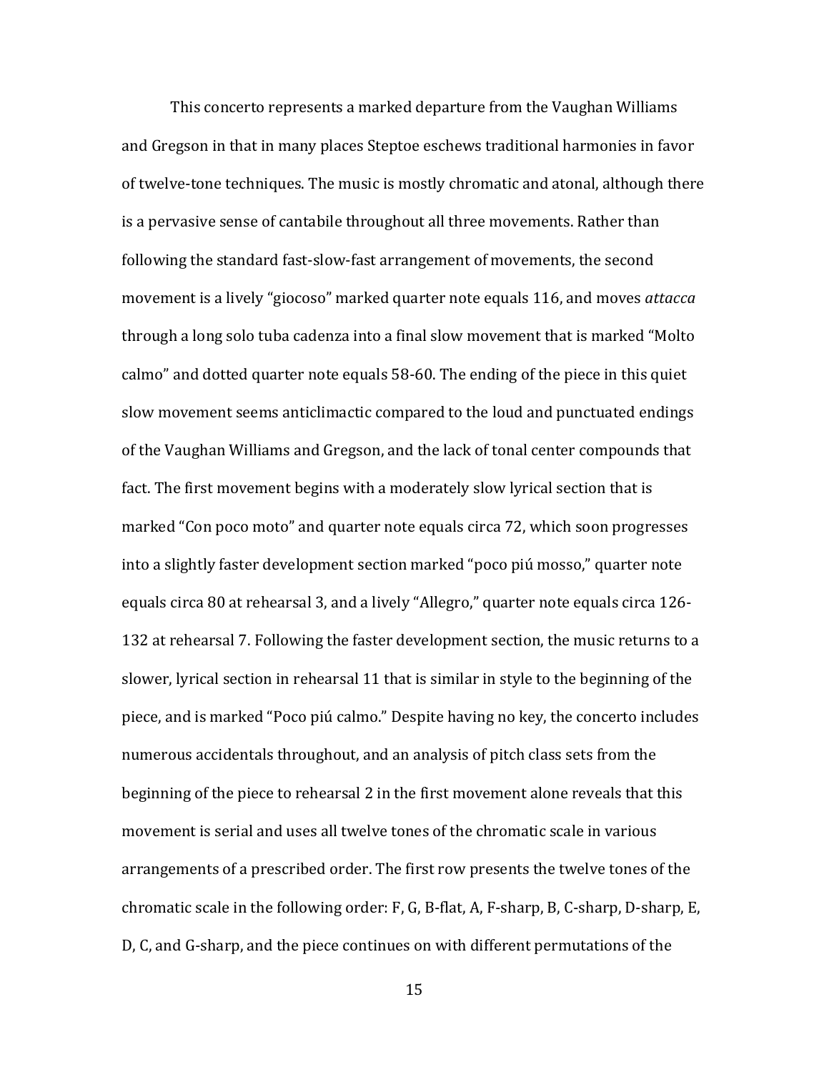This concerto represents a marked departure from the Vaughan Williams and Gregson in that in many places Steptoe eschews traditional harmonies in favor of twelve-tone techniques. The music is mostly chromatic and atonal, although there is a pervasive sense of cantabile throughout all three movements. Rather than following the standard fast-slow-fast arrangement of movements, the second movement is a lively "giocoso" marked quarter note equals 116, and moves *attacca* through a long solo tuba cadenza into a final slow movement that is marked "Molto calmo" and dotted quarter note equals 58-60. The ending of the piece in this quiet slow movement seems anticlimactic compared to the loud and punctuated endings of the Vaughan Williams and Gregson, and the lack of tonal center compounds that fact. The first movement begins with a moderately slow lyrical section that is marked "Con poco moto" and quarter note equals circa 72, which soon progresses into a slightly faster development section marked "poco piú mosso," quarter note equals circa 80 at rehearsal 3, and a lively "Allegro," quarter note equals circa 126-132 at rehearsal 7. Following the faster development section, the music returns to a slower, lyrical section in rehearsal 11 that is similar in style to the beginning of the piece, and is marked "Poco piú calmo." Despite having no key, the concerto includes numerous accidentals throughout, and an analysis of pitch class sets from the beginning of the piece to rehearsal 2 in the first movement alone reveals that this movement is serial and uses all twelve tones of the chromatic scale in various arrangements of a prescribed order. The first row presents the twelve tones of the chromatic scale in the following order: F, G, B-flat, A, F-sharp, B, C-sharp, D-sharp, E, D, C, and G-sharp, and the piece continues on with different permutations of the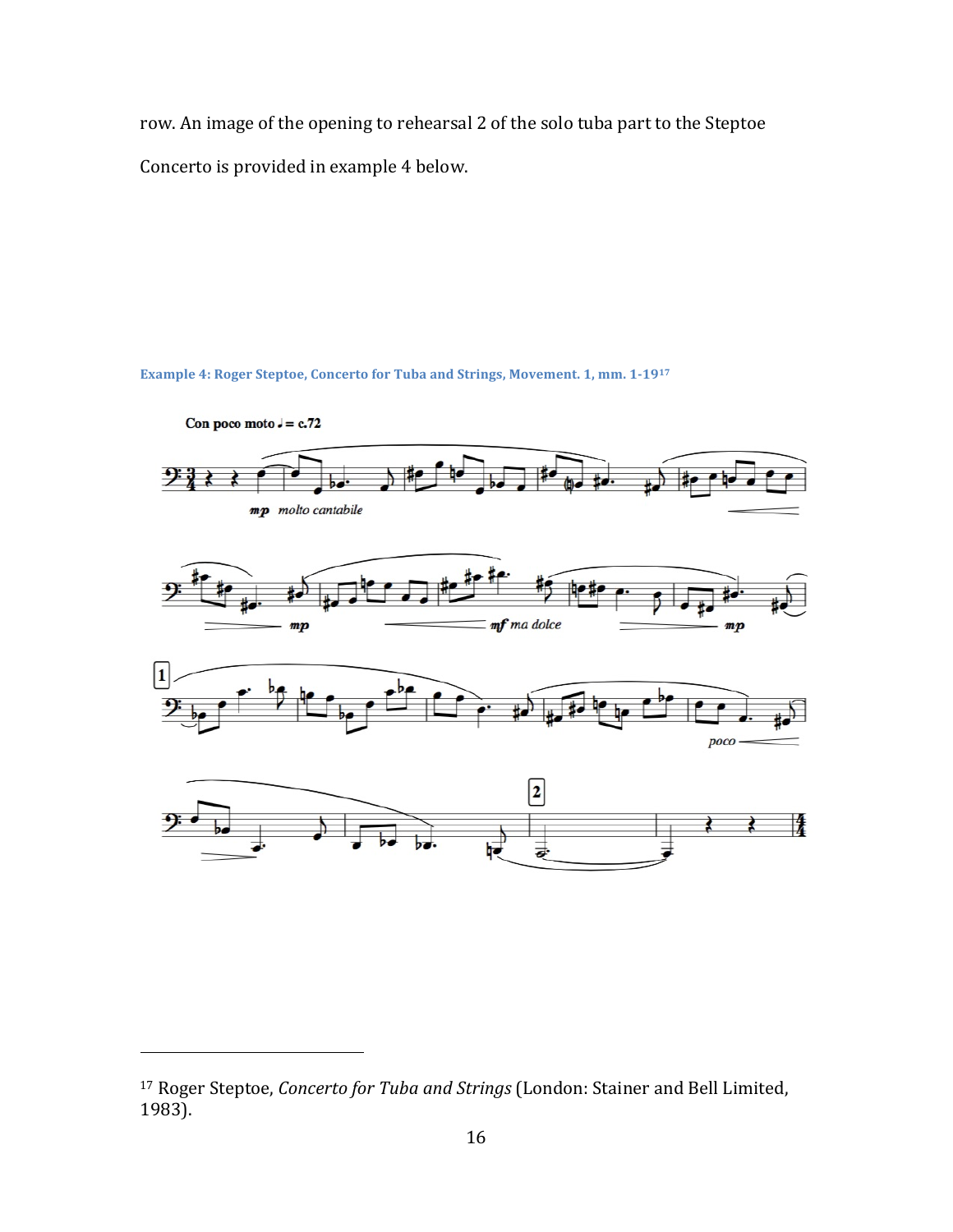row. An image of the opening to rehearsal 2 of the solo tuba part to the Steptoe Concerto is provided in example 4 below.

**Example 4: Roger Steptoe, Concerto for Tuba and Strings, Movement. 1, mm. 1-19[17]**

[17] Roger Steptoe, *Concerto for Tuba and Strings* (London: Stainer and Bell Limited, 1983).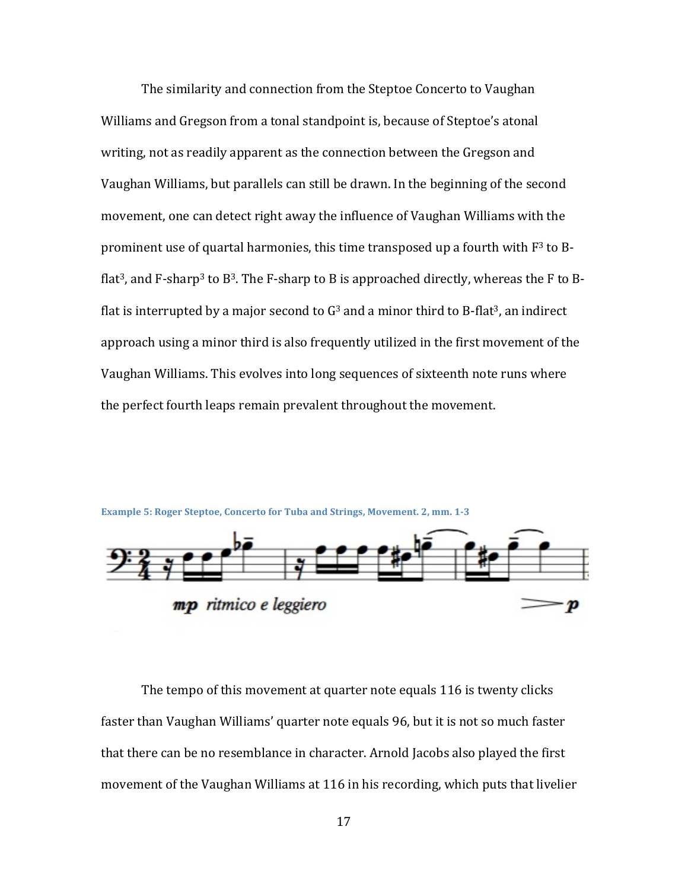The similarity and connection from the Steptoe Concerto to Vaughan Williams and Gregson from a tonal standpoint is, because of Steptoe's atonal writing, not as readily apparent as the connection between the Gregson and Vaughan Williams, but parallels can still be drawn. In the beginning of the second movement, one can detect right away the influence of Vaughan Williams with the prominent use of quartal harmonies, this time transposed up a fourth with $F^3$ to B-flat$^3$, and F-sharp$^3$ to $B^3$. The F-sharp to B is approached directly, whereas the F to B-flat is interrupted by a major second to $G^3$ and a minor third to B-flat$^3$, an indirect approach using a minor third is also frequently utilized in the first movement of the Vaughan Williams. This evolves into long sequences of sixteenth note runs where the perfect fourth leaps remain prevalent throughout the movement.

**Example 5: Roger Steptoe, Concerto for Tuba and Strings, Movement. 2, mm. 1-3**

The tempo of this movement at quarter note equals 116 is twenty clicks faster than Vaughan Williams' quarter note equals 96, but it is not so much faster that there can be no resemblance in character. Arnold Jacobs also played the first movement of the Vaughan Williams at 116 in his recording, which puts that livelier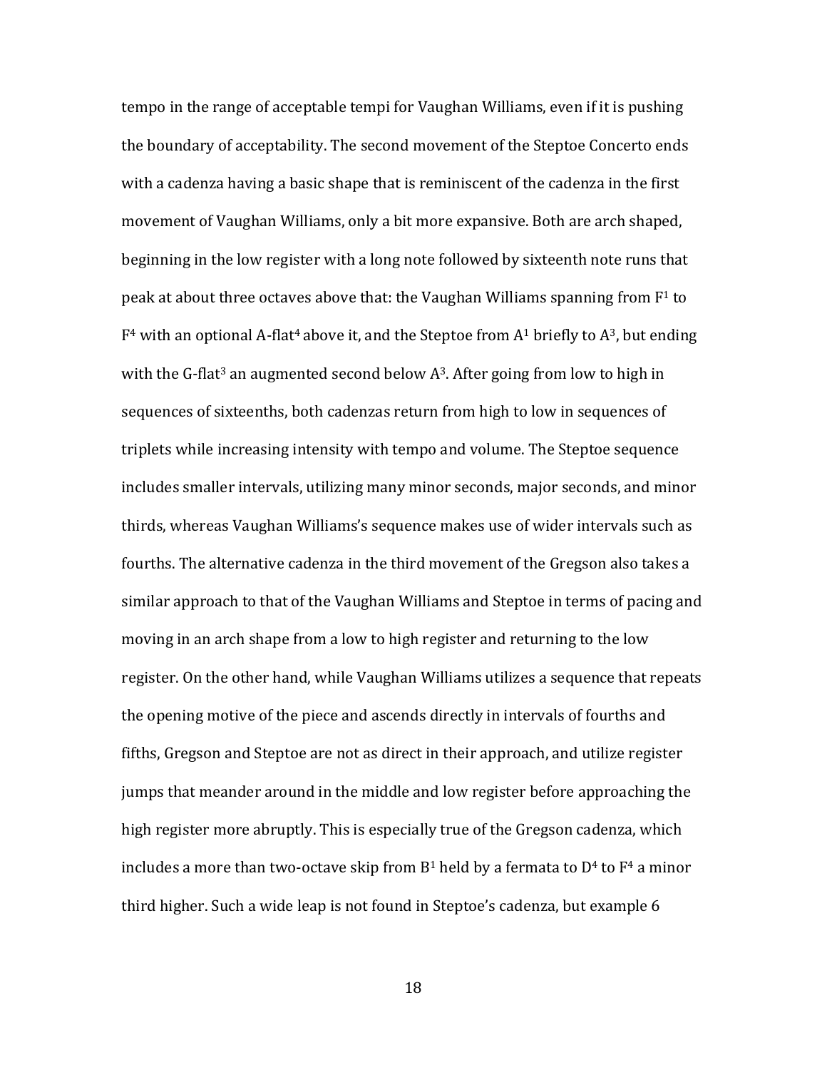tempo in the range of acceptable tempi for Vaughan Williams, even if it is pushing the boundary of acceptability. The second movement of the Steptoe Concerto ends with a cadenza having a basic shape that is reminiscent of the cadenza in the first movement of Vaughan Williams, only a bit more expansive. Both are arch shaped, beginning in the low register with a long note followed by sixteenth note runs that peak at about three octaves above that: the Vaughan Williams spanning from $F^1$ to $F^4$ with an optional A-flat$^4$ above it, and the Steptoe from $A^1$ briefly to $A^3$, but ending with the G-flat$^3$ an augmented second below $A^3$. After going from low to high in sequences of sixteenths, both cadenzas return from high to low in sequences of triplets while increasing intensity with tempo and volume. The Steptoe sequence includes smaller intervals, utilizing many minor seconds, major seconds, and minor thirds, whereas Vaughan Williams's sequence makes use of wider intervals such as fourths. The alternative cadenza in the third movement of the Gregson also takes a similar approach to that of the Vaughan Williams and Steptoe in terms of pacing and moving in an arch shape from a low to high register and returning to the low register. On the other hand, while Vaughan Williams utilizes a sequence that repeats the opening motive of the piece and ascends directly in intervals of fourths and fifths, Gregson and Steptoe are not as direct in their approach, and utilize register jumps that meander around in the middle and low register before approaching the high register more abruptly. This is especially true of the Gregson cadenza, which includes a more than two-octave skip from $B^1$ held by a fermata to $D^4$ to $F^4$ a minor third higher. Such a wide leap is not found in Steptoe's cadenza, but example 6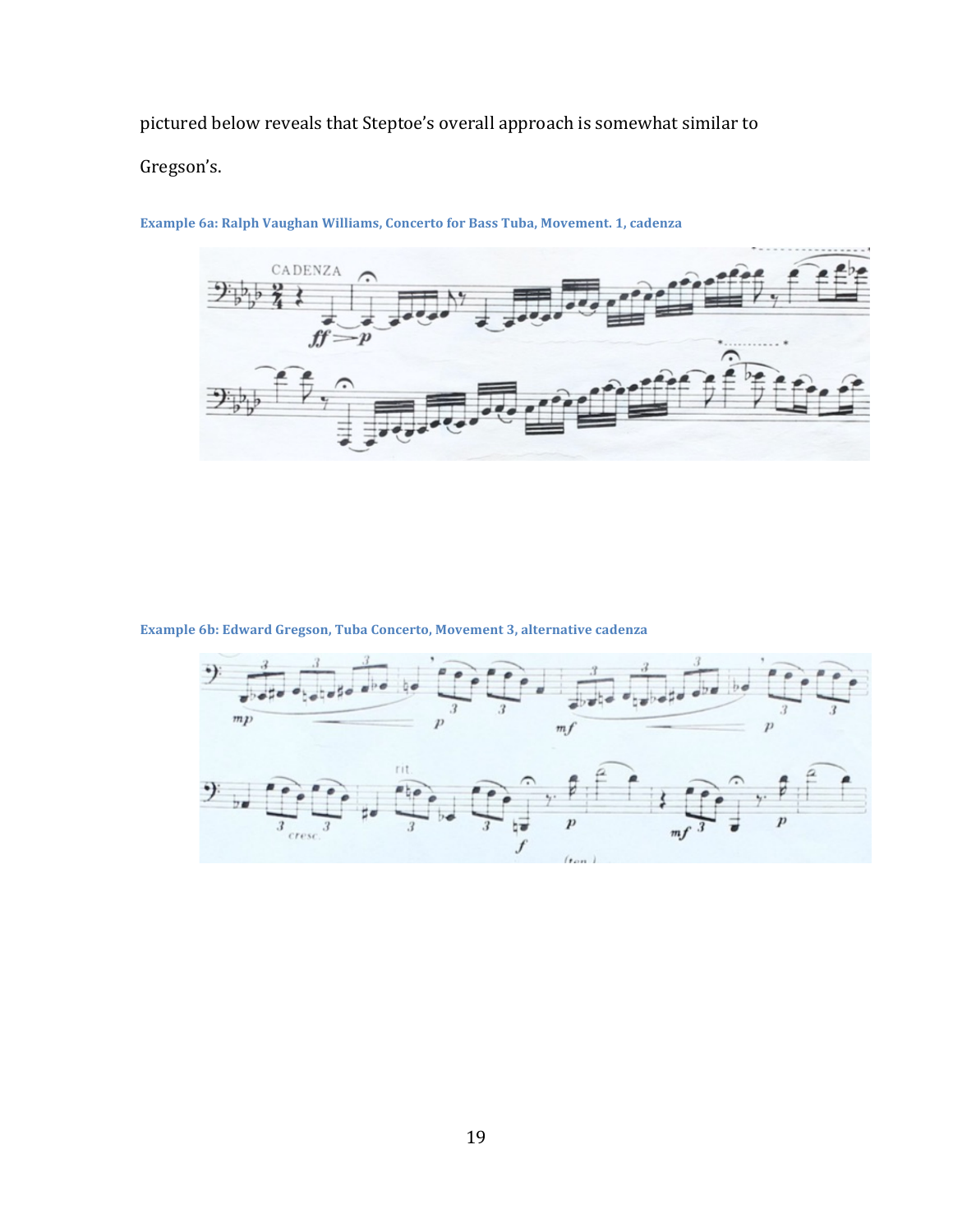pictured below reveals that Steptoe's overall approach is somewhat similar to Gregson's.

**Example 6a: Ralph Vaughan Williams, Concerto for Bass Tuba, Movement. 1, cadenza**

**Example 6b: Edward Gregson, Tuba Concerto, Movement 3, alternative cadenza**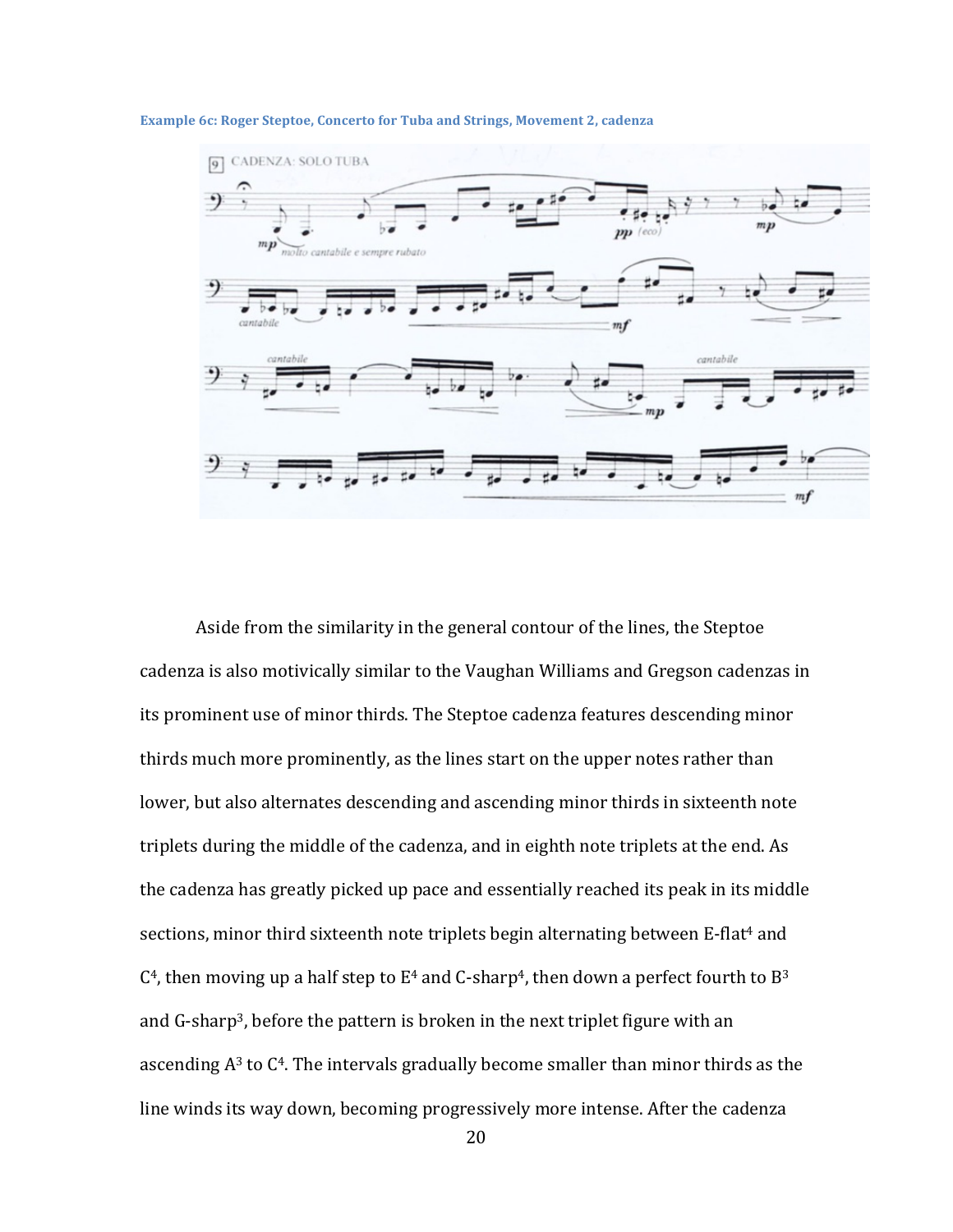**Example 6c: Roger Steptoe, Concerto for Tuba and Strings, Movement 2, cadenza**

Aside from the similarity in the general contour of the lines, the Steptoe cadenza is also motivically similar to the Vaughan Williams and Gregson cadenzas in its prominent use of minor thirds. The Steptoe cadenza features descending minor thirds much more prominently, as the lines start on the upper notes rather than lower, but also alternates descending and ascending minor thirds in sixteenth note triplets during the middle of the cadenza, and in eighth note triplets at the end. As the cadenza has greatly picked up pace and essentially reached its peak in its middle sections, minor third sixteenth note triplets begin alternating between E-flat$^4$ and C$^4$, then moving up a half step to E$^4$ and C-sharp$^4$, then down a perfect fourth to B$^3$ and G-sharp$^3$, before the pattern is broken in the next triplet figure with an ascending A$^3$ to C$^4$. The intervals gradually become smaller than minor thirds as the line winds its way down, becoming progressively more intense. After the cadenza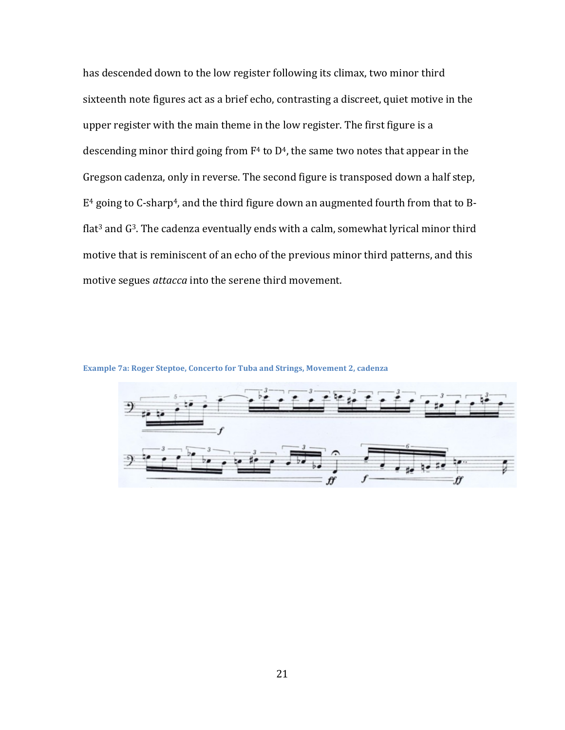has descended down to the low register following its climax, two minor third sixteenth note figures act as a brief echo, contrasting a discreet, quiet motive in the upper register with the main theme in the low register. The first figure is a descending minor third going from $F^4$ to $D^4$, the same two notes that appear in the Gregson cadenza, only in reverse. The second figure is transposed down a half step, $E^4$ going to C-sharp$^4$, and the third figure down an augmented fourth from that to B-flat$^3$ and $G^3$. The cadenza eventually ends with a calm, somewhat lyrical minor third motive that is reminiscent of an echo of the previous minor third patterns, and this motive segues *attacca* into the serene third movement.

**Example 7a: Roger Steptoe, Concerto for Tuba and Strings, Movement 2, cadenza**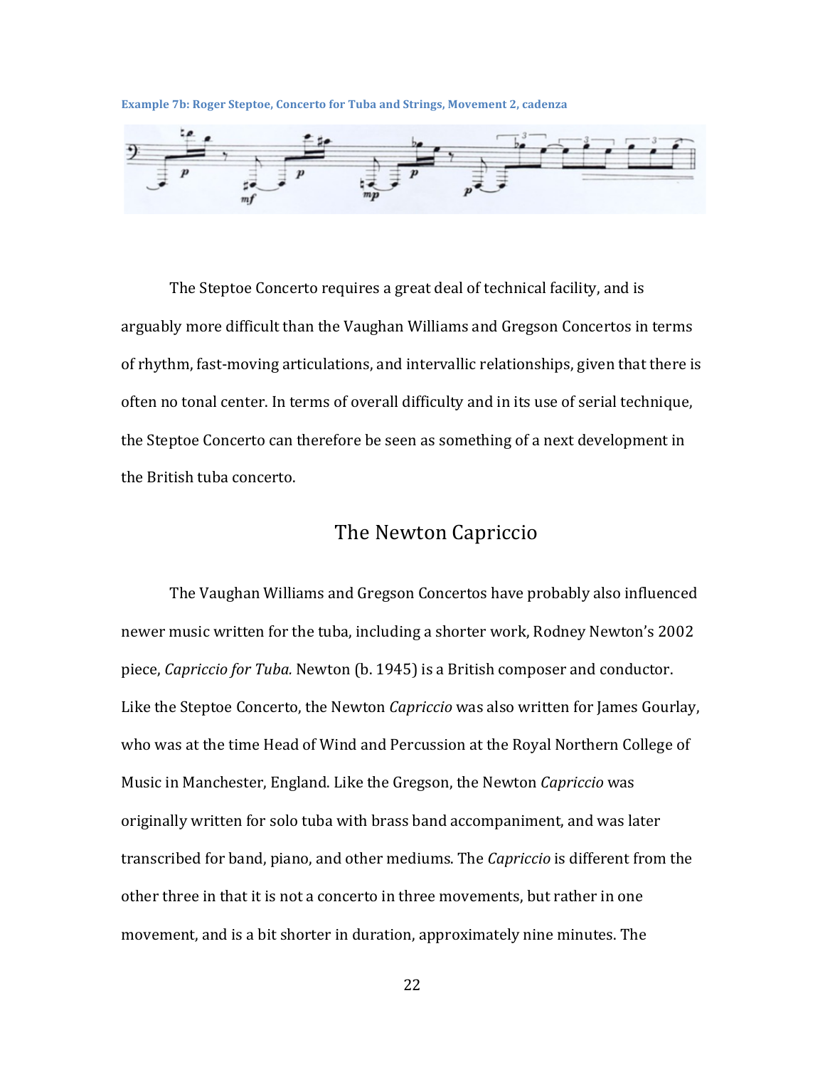Example 7b: Roger Steptoe, Concerto for Tuba and Strings, Movement 2, cadenza

The Steptoe Concerto requires a great deal of technical facility, and is arguably more difficult than the Vaughan Williams and Gregson Concertos in terms of rhythm, fast-moving articulations, and intervallic relationships, given that there is often no tonal center. In terms of overall difficulty and in its use of serial technique, the Steptoe Concerto can therefore be seen as something of a next development in the British tuba concerto.

## The Newton Capriccio

The Vaughan Williams and Gregson Concertos have probably also influenced newer music written for the tuba, including a shorter work, Rodney Newton's 2002 piece, *Capriccio for Tuba.* Newton (b. 1945) is a British composer and conductor. Like the Steptoe Concerto, the Newton *Capriccio* was also written for James Gourlay, who was at the time Head of Wind and Percussion at the Royal Northern College of Music in Manchester, England. Like the Gregson, the Newton *Capriccio* was originally written for solo tuba with brass band accompaniment, and was later transcribed for band, piano, and other mediums. The *Capriccio* is different from the other three in that it is not a concerto in three movements, but rather in one movement, and is a bit shorter in duration, approximately nine minutes. The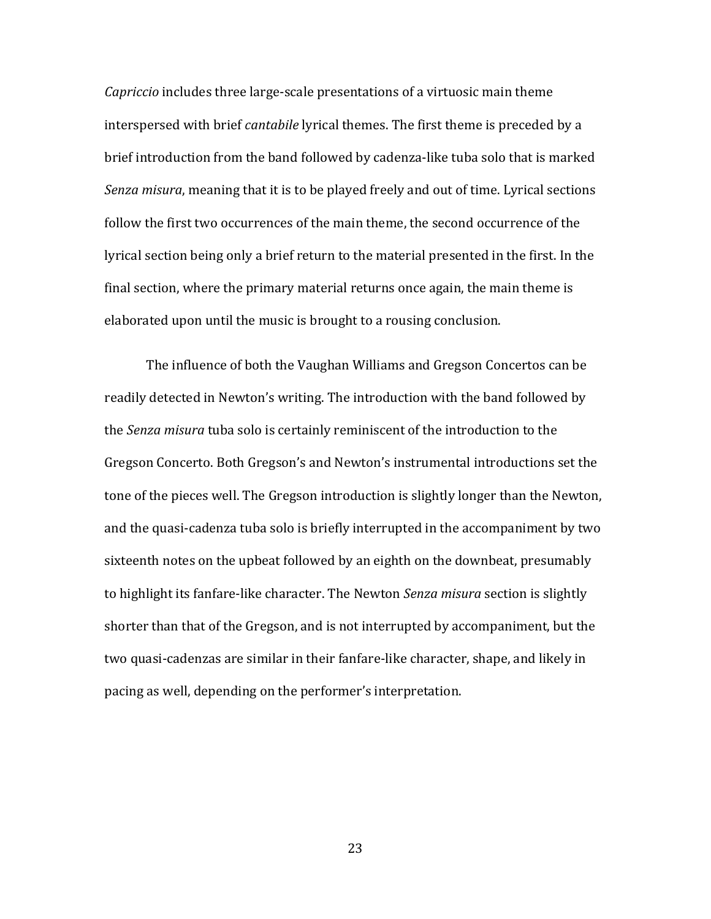*Capriccio* includes three large-scale presentations of a virtuosic main theme interspersed with brief *cantabile* lyrical themes. The first theme is preceded by a brief introduction from the band followed by cadenza-like tuba solo that is marked *Senza misura*, meaning that it is to be played freely and out of time. Lyrical sections follow the first two occurrences of the main theme, the second occurrence of the lyrical section being only a brief return to the material presented in the first. In the final section, where the primary material returns once again, the main theme is elaborated upon until the music is brought to a rousing conclusion.

The influence of both the Vaughan Williams and Gregson Concertos can be readily detected in Newton's writing. The introduction with the band followed by the *Senza misura* tuba solo is certainly reminiscent of the introduction to the Gregson Concerto. Both Gregson's and Newton's instrumental introductions set the tone of the pieces well. The Gregson introduction is slightly longer than the Newton, and the quasi-cadenza tuba solo is briefly interrupted in the accompaniment by two sixteenth notes on the upbeat followed by an eighth on the downbeat, presumably to highlight its fanfare-like character. The Newton *Senza misura* section is slightly shorter than that of the Gregson, and is not interrupted by accompaniment, but the two quasi-cadenzas are similar in their fanfare-like character, shape, and likely in pacing as well, depending on the performer's interpretation.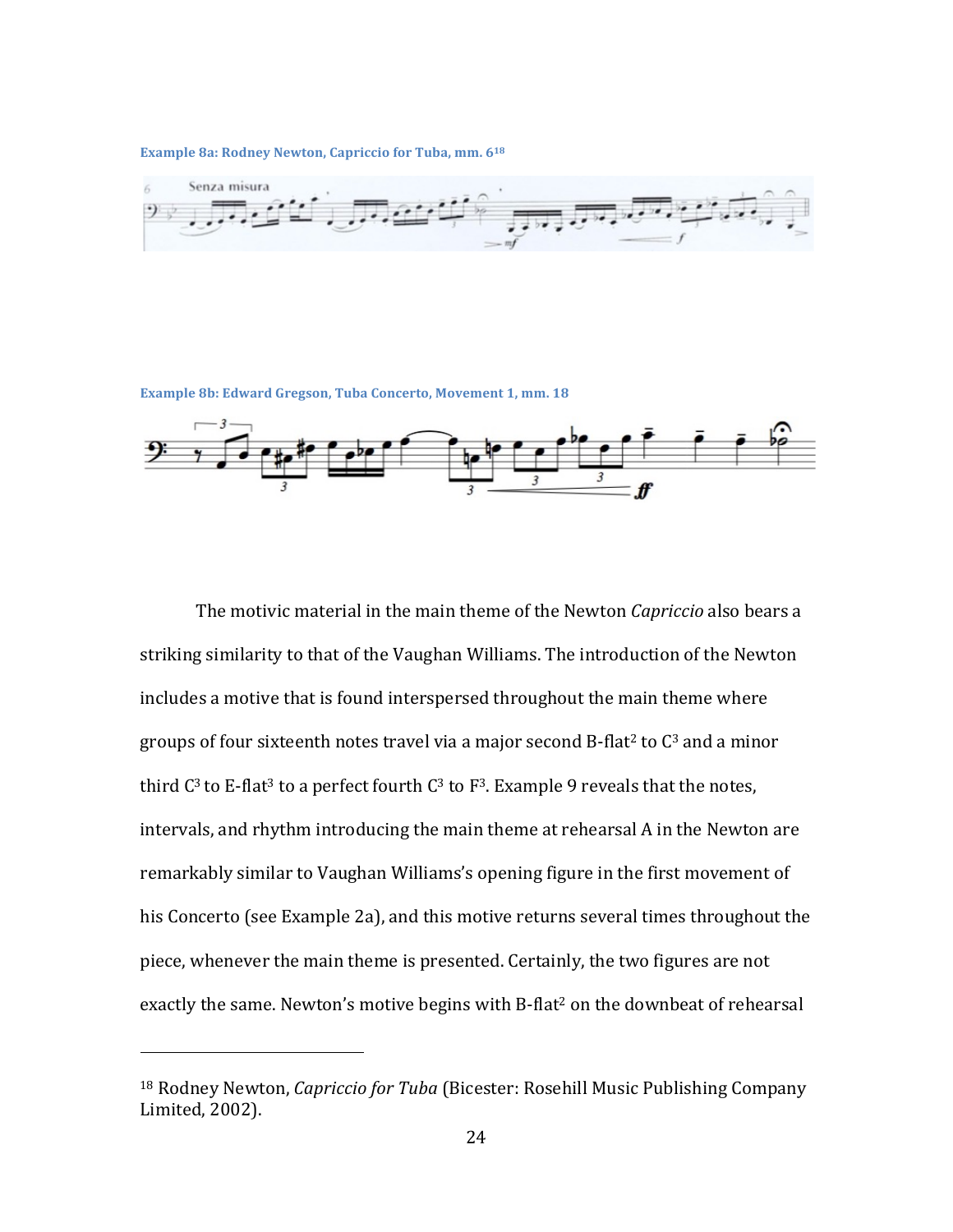**Example 8a: Rodney Newton, Capriccio for Tuba, mm. 6[18]**

**Example 8b: Edward Gregson, Tuba Concerto, Movement 1, mm. 18**

The motivic material in the main theme of the Newton *Capriccio* also bears a striking similarity to that of the Vaughan Williams. The introduction of the Newton includes a motive that is found interspersed throughout the main theme where groups of four sixteenth notes travel via a major second B-flat$^2$ to C$^3$ and a minor third C$^3$ to E-flat$^3$ to a perfect fourth C$^3$ to F$^3$. Example 9 reveals that the notes, intervals, and rhythm introducing the main theme at rehearsal A in the Newton are remarkably similar to Vaughan Williams's opening figure in the first movement of his Concerto (see Example 2a), and this motive returns several times throughout the piece, whenever the main theme is presented. Certainly, the two figures are not exactly the same. Newton's motive begins with B-flat$^2$ on the downbeat of rehearsal

---

[18] Rodney Newton, *Capriccio for Tuba* (Bicester: Rosehill Music Publishing Company Limited, 2002).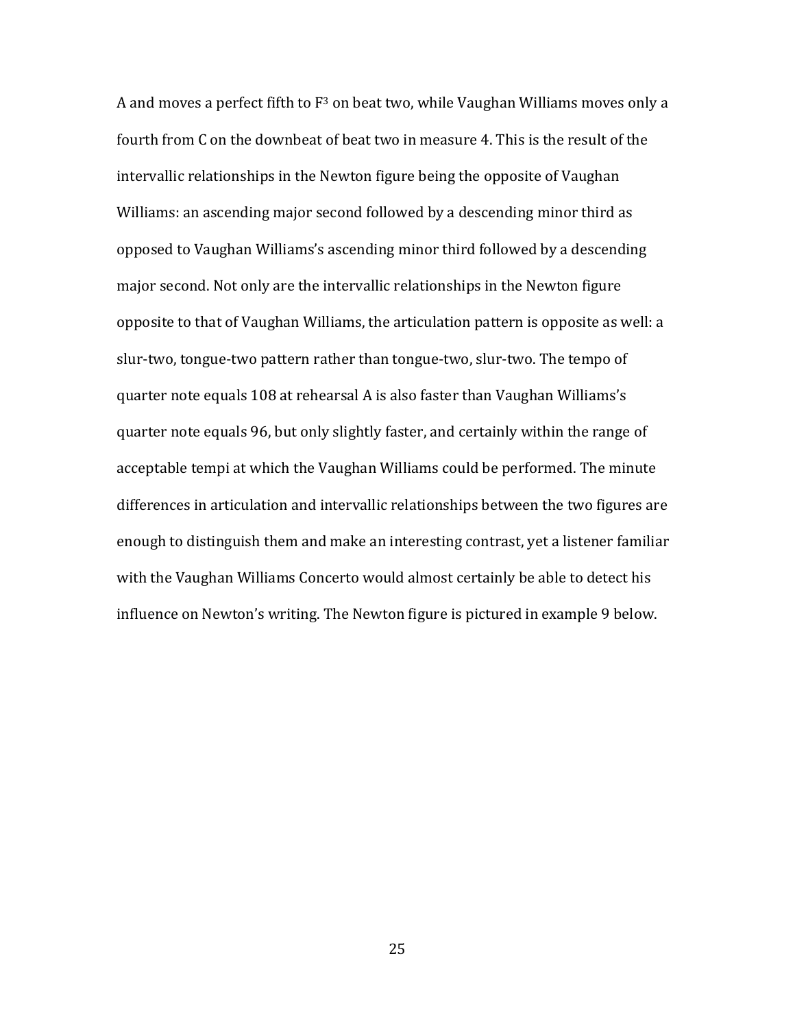A and moves a perfect fifth to $F^3$ on beat two, while Vaughan Williams moves only a fourth from C on the downbeat of beat two in measure 4. This is the result of the intervallic relationships in the Newton figure being the opposite of Vaughan Williams: an ascending major second followed by a descending minor third as opposed to Vaughan Williams's ascending minor third followed by a descending major second. Not only are the intervallic relationships in the Newton figure opposite to that of Vaughan Williams, the articulation pattern is opposite as well: a slur-two, tongue-two pattern rather than tongue-two, slur-two. The tempo of quarter note equals 108 at rehearsal A is also faster than Vaughan Williams's quarter note equals 96, but only slightly faster, and certainly within the range of acceptable tempi at which the Vaughan Williams could be performed. The minute differences in articulation and intervallic relationships between the two figures are enough to distinguish them and make an interesting contrast, yet a listener familiar with the Vaughan Williams Concerto would almost certainly be able to detect his influence on Newton's writing. The Newton figure is pictured in example 9 below.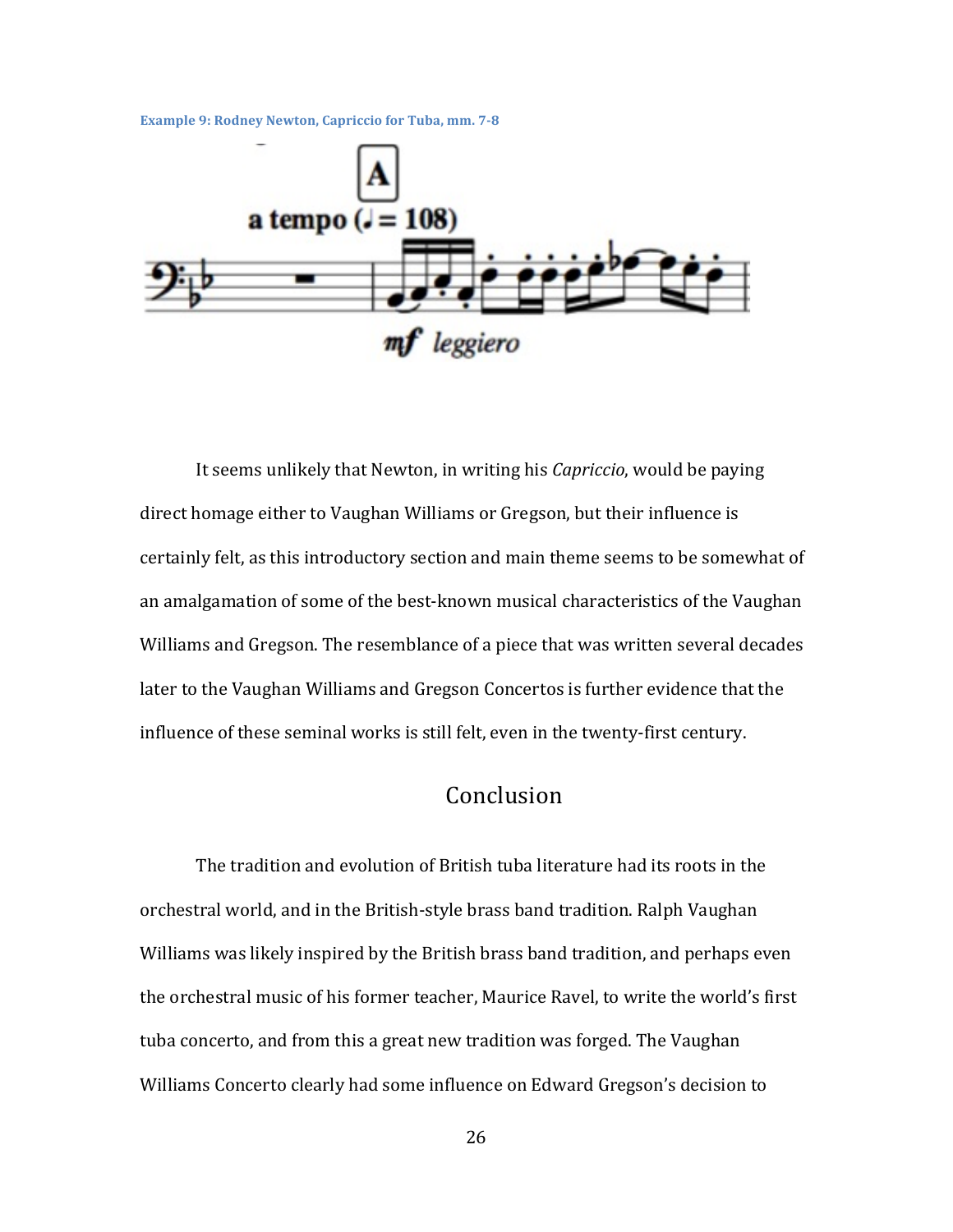Example 9: Rodney Newton, Capriccio for Tuba, mm. 7-8

It seems unlikely that Newton, in writing his *Capriccio*, would be paying direct homage either to Vaughan Williams or Gregson, but their influence is certainly felt, as this introductory section and main theme seems to be somewhat of an amalgamation of some of the best-known musical characteristics of the Vaughan Williams and Gregson. The resemblance of a piece that was written several decades later to the Vaughan Williams and Gregson Concertos is further evidence that the influence of these seminal works is still felt, even in the twenty-first century.

## Conclusion

The tradition and evolution of British tuba literature had its roots in the orchestral world, and in the British-style brass band tradition. Ralph Vaughan Williams was likely inspired by the British brass band tradition, and perhaps even the orchestral music of his former teacher, Maurice Ravel, to write the world's first tuba concerto, and from this a great new tradition was forged. The Vaughan Williams Concerto clearly had some influence on Edward Gregson's decision to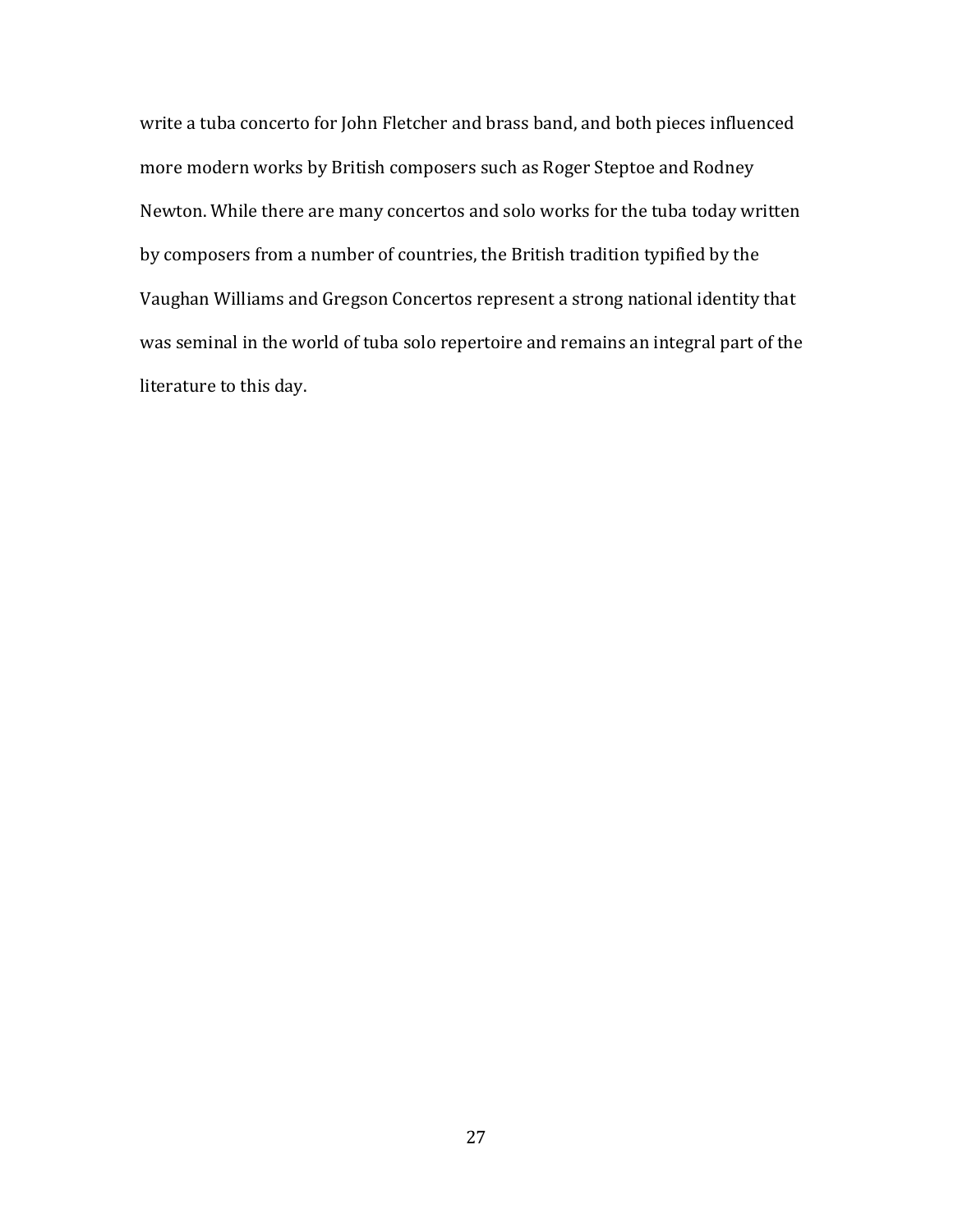write a tuba concerto for John Fletcher and brass band, and both pieces influenced more modern works by British composers such as Roger Steptoe and Rodney Newton. While there are many concertos and solo works for the tuba today written by composers from a number of countries, the British tradition typified by the Vaughan Williams and Gregson Concertos represent a strong national identity that was seminal in the world of tuba solo repertoire and remains an integral part of the literature to this day.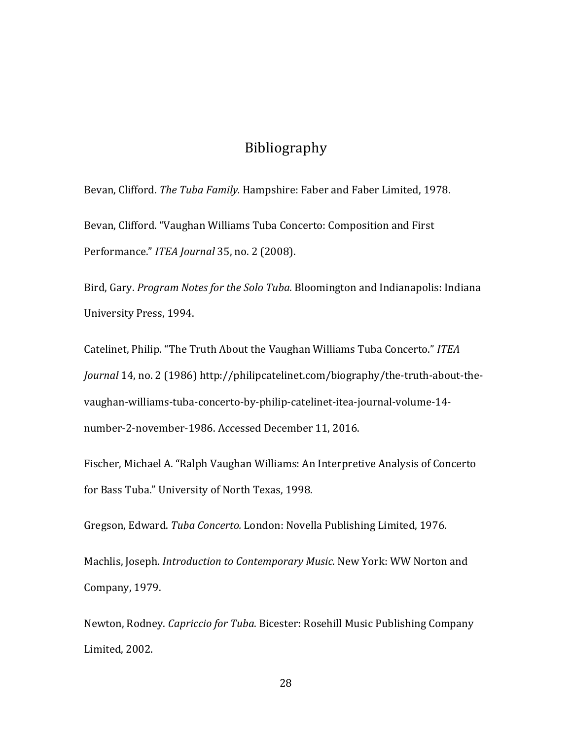# Bibliography

Bevan, Clifford. *The Tuba Family.* Hampshire: Faber and Faber Limited, 1978.

Bevan, Clifford. "Vaughan Williams Tuba Concerto: Composition and First Performance." *ITEA Journal* 35, no. 2 (2008).

Bird, Gary. *Program Notes for the Solo Tuba.* Bloomington and Indianapolis: Indiana University Press, 1994.

Catelinet, Philip. "The Truth About the Vaughan Williams Tuba Concerto." *ITEA Journal* 14, no. 2 (1986) http://philipcatelinet.com/biography/the-truth-about-the-vaughan-williams-tuba-concerto-by-philip-catelinet-itea-journal-volume-14-number-2-november-1986. Accessed December 11, 2016.

Fischer, Michael A. "Ralph Vaughan Williams: An Interpretive Analysis of Concerto for Bass Tuba." University of North Texas, 1998.

Gregson, Edward. *Tuba Concerto.* London: Novella Publishing Limited, 1976.

Machlis, Joseph. *Introduction to Contemporary Music.* New York: WW Norton and Company, 1979.

Newton, Rodney. *Capriccio for Tuba*. Bicester: Rosehill Music Publishing Company Limited, 2002.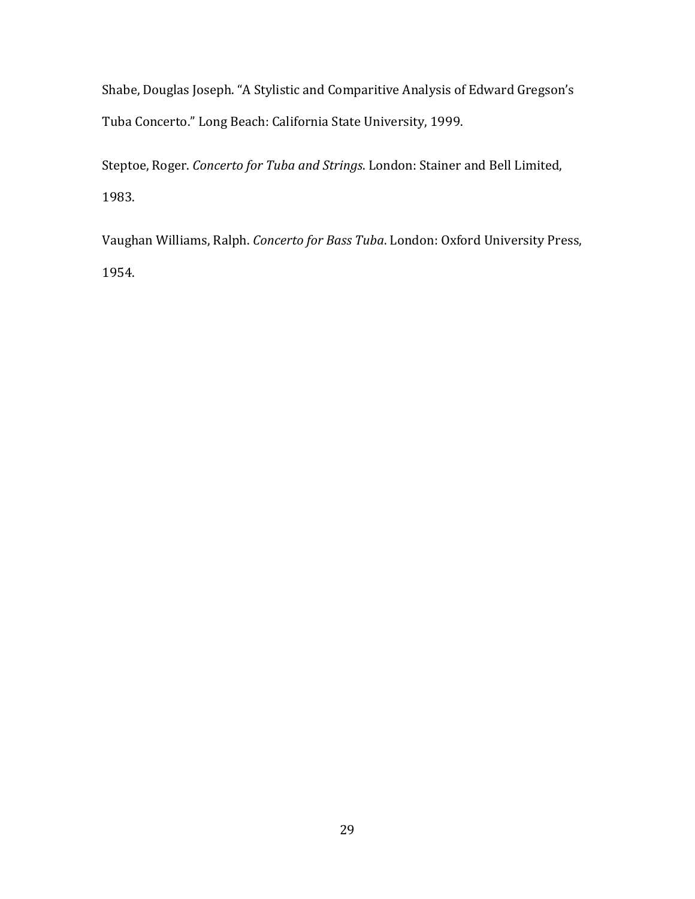Shabe, Douglas Joseph. "A Stylistic and Comparitive Analysis of Edward Gregson's Tuba Concerto." Long Beach: California State University, 1999.

Steptoe, Roger. *Concerto for Tuba and Strings*. London: Stainer and Bell Limited, 1983.

Vaughan Williams, Ralph. *Concerto for Bass Tuba*. London: Oxford University Press, 1954.